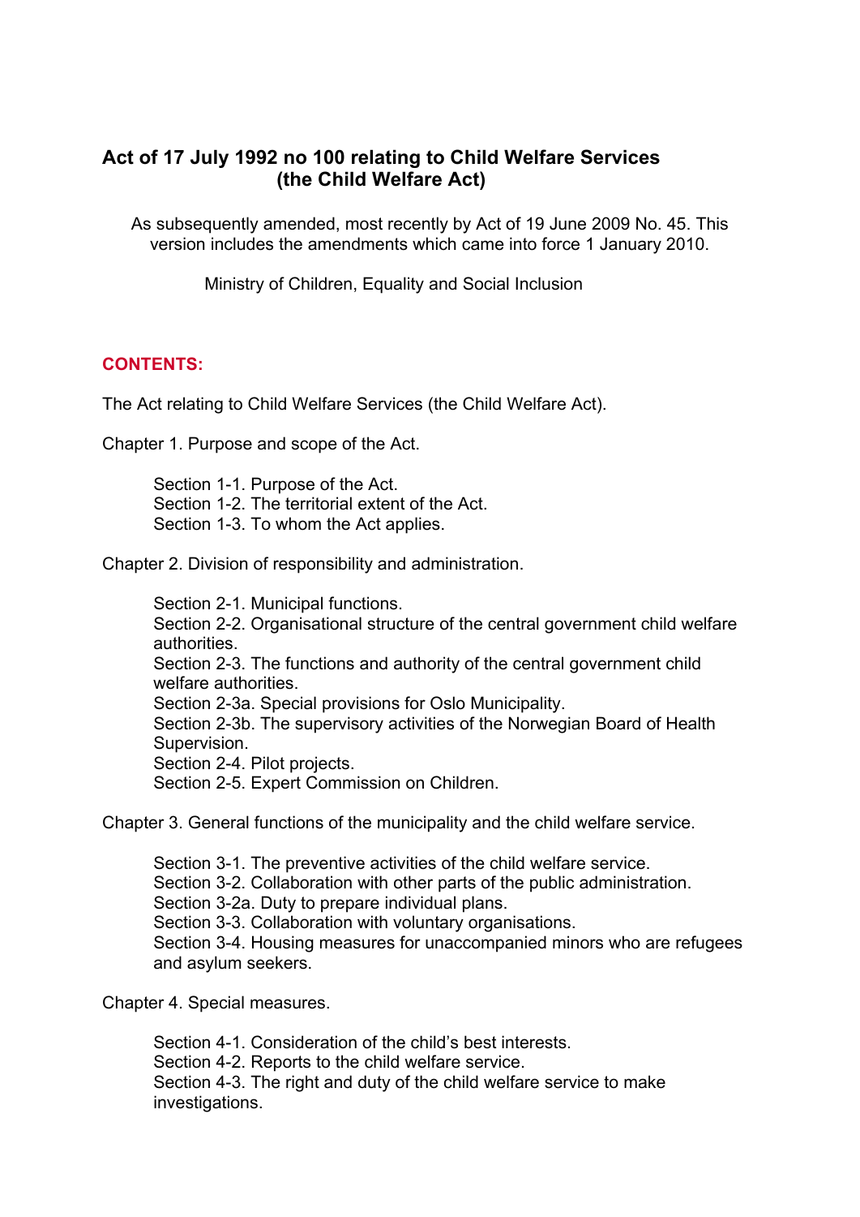# Act of 17 July 1992 no 100 relating to Child Welfare Services (the Child Welfare Act)

As subsequently amended, most recently by Act of 19 June 2009 No. 45. This version includes the amendments which came into force 1 January 2010.

Ministry of Children, Equality and Social Inclusion

## CONTENTS:

The Act relating to Child Welfare Services (the Child Welfare Act).

Chapter 1. Purpose and scope of the Act.

- Section 1-1. Purpose of the Act.
- Section 1-2. The territorial extent of the Act.
- Section 1-3. To whom the Act applies.

Chapter 2. Division of responsibility and administration.

- Section 2-1. Municipal functions.
- Section 2-2. Organisational structure of the central government child welfare authorities.
- Section 2-3. The functions and authority of the central government child welfare authorities.
- Section 2-3a. Special provisions for Oslo Municipality.
- Section 2-3b. The supervisory activities of the Norwegian Board of Health Supervision.
- Section 2-4. Pilot projects.
- Section 2-5. Expert Commission on Children.

Chapter 3. General functions of the municipality and the child welfare service.

- Section 3-1. The preventive activities of the child welfare service.
- Section 3-2. Collaboration with other parts of the public administration.
- Section 3-2a. Duty to prepare individual plans.
- Section 3-3. Collaboration with voluntary organisations.
- Section 3-4. Housing measures for unaccompanied minors who are refugees and asylum seekers.

Chapter 4. Special measures.

- Section 4-1. Consideration of the child's best interests.
- Section 4-2. Reports to the child welfare service.
- Section 4-3. The right and duty of the child welfare service to make investigations.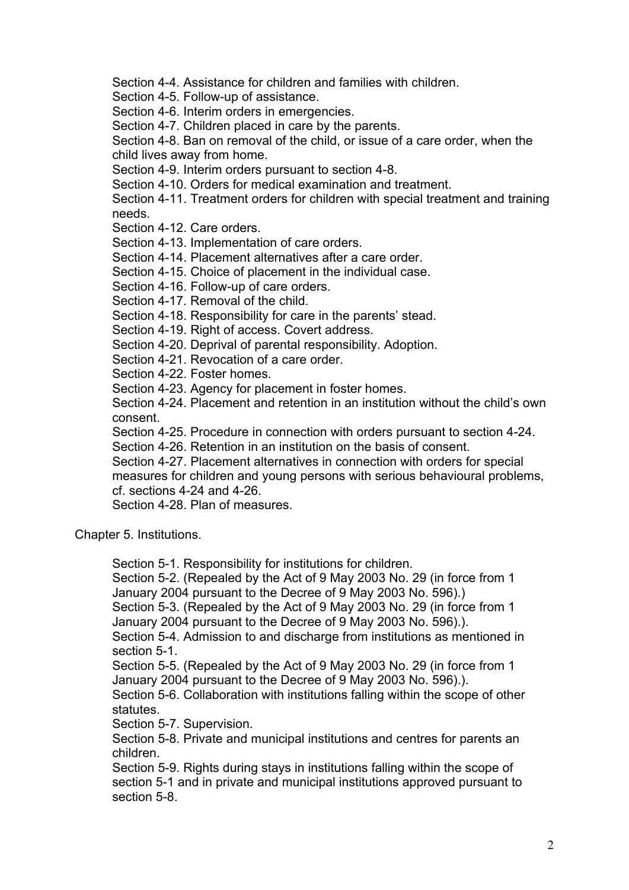Section 4-4. Assistance for children and families with children.

Section 4-5. Follow-up of assistance.

Section 4-6. Interim orders in emergencies.

Section 4-7. Children placed in care by the parents.

Section 4-8. Ban on removal of the child, or issue of a care order, when the child lives away from home.

Section 4-9. Interim orders pursuant to section 4-8.

Section 4-10. Orders for medical examination and treatment.

Section 4-11. Treatment orders for children with special treatment and training needs.

Section 4-12. Care orders.

Section 4-13. Implementation of care orders.

Section 4-14. Placement alternatives after a care order.

Section 4-15. Choice of placement in the individual case.

Section 4-16. Follow-up of care orders.

Section 4-17. Removal of the child.

Section 4-18. Responsibility for care in the parents' stead.

Section 4-19. Right of access. Covert address.

Section 4-20. Deprival of parental responsibility. Adoption.

Section 4-21. Revocation of a care order.

Section 4-22. Foster homes.

Section 4-23. Agency for placement in foster homes.

Section 4-24. Placement and retention in an institution without the child's own consent.

Section 4-25. Procedure in connection with orders pursuant to section 4-24.

Section 4-26. Retention in an institution on the basis of consent.

Section 4-27. Placement alternatives in connection with orders for special measures for children and young persons with serious behavioural problems, cf. sections 4-24 and 4-26.

Section 4-28. Plan of measures.

Chapter 5. Institutions.

Section 5-1. Responsibility for institutions for children.

Section 5-2. (Repealed by the Act of 9 May 2003 No. 29 (in force from 1 January 2004 pursuant to the Decree of 9 May 2003 No. 596).)

Section 5-3. (Repealed by the Act of 9 May 2003 No. 29 (in force from 1 January 2004 pursuant to the Decree of 9 May 2003 No. 596).).

Section 5-4. Admission to and discharge from institutions as mentioned in section 5-1.

Section 5-5. (Repealed by the Act of 9 May 2003 No. 29 (in force from 1 January 2004 pursuant to the Decree of 9 May 2003 No. 596).).

Section 5-6. Collaboration with institutions falling within the scope of other statutes.

Section 5-7. Supervision.

Section 5-8. Private and municipal institutions and centres for parents an children.

Section 5-9. Rights during stays in institutions falling within the scope of section 5-1 and in private and municipal institutions approved pursuant to section 5-8.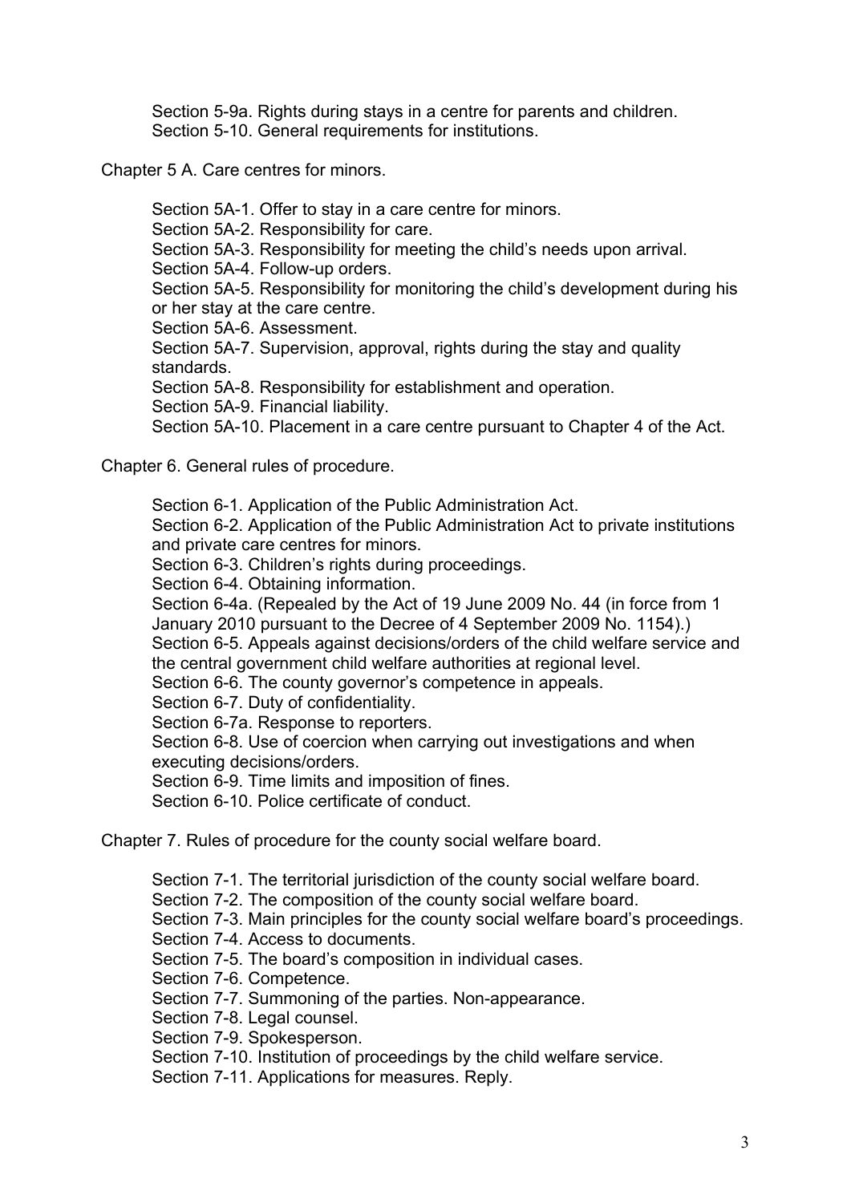Section 5-9a. Rights during stays in a centre for parents and children.
Section 5-10. General requirements for institutions.

Chapter 5 A. Care centres for minors.

Section 5A-1. Offer to stay in a care centre for minors.
Section 5A-2. Responsibility for care.
Section 5A-3. Responsibility for meeting the child's needs upon arrival.
Section 5A-4. Follow-up orders.
Section 5A-5. Responsibility for monitoring the child's development during his or her stay at the care centre.
Section 5A-6. Assessment.
Section 5A-7. Supervision, approval, rights during the stay and quality standards.
Section 5A-8. Responsibility for establishment and operation.
Section 5A-9. Financial liability.
Section 5A-10. Placement in a care centre pursuant to Chapter 4 of the Act.

Chapter 6. General rules of procedure.

Section 6-1. Application of the Public Administration Act.
Section 6-2. Application of the Public Administration Act to private institutions and private care centres for minors.
Section 6-3. Children's rights during proceedings.
Section 6-4. Obtaining information.
Section 6-4a. (Repealed by the Act of 19 June 2009 No. 44 (in force from 1 January 2010 pursuant to the Decree of 4 September 2009 No. 1154).)
Section 6-5. Appeals against decisions/orders of the child welfare service and the central government child welfare authorities at regional level.
Section 6-6. The county governor's competence in appeals.
Section 6-7. Duty of confidentiality.
Section 6-7a. Response to reporters.
Section 6-8. Use of coercion when carrying out investigations and when executing decisions/orders.
Section 6-9. Time limits and imposition of fines.
Section 6-10. Police certificate of conduct.

Chapter 7. Rules of procedure for the county social welfare board.

Section 7-1. The territorial jurisdiction of the county social welfare board.
Section 7-2. The composition of the county social welfare board.
Section 7-3. Main principles for the county social welfare board's proceedings.
Section 7-4. Access to documents.
Section 7-5. The board's composition in individual cases.
Section 7-6. Competence.
Section 7-7. Summoning of the parties. Non-appearance.
Section 7-8. Legal counsel.
Section 7-9. Spokesperson.
Section 7-10. Institution of proceedings by the child welfare service.
Section 7-11. Applications for measures. Reply.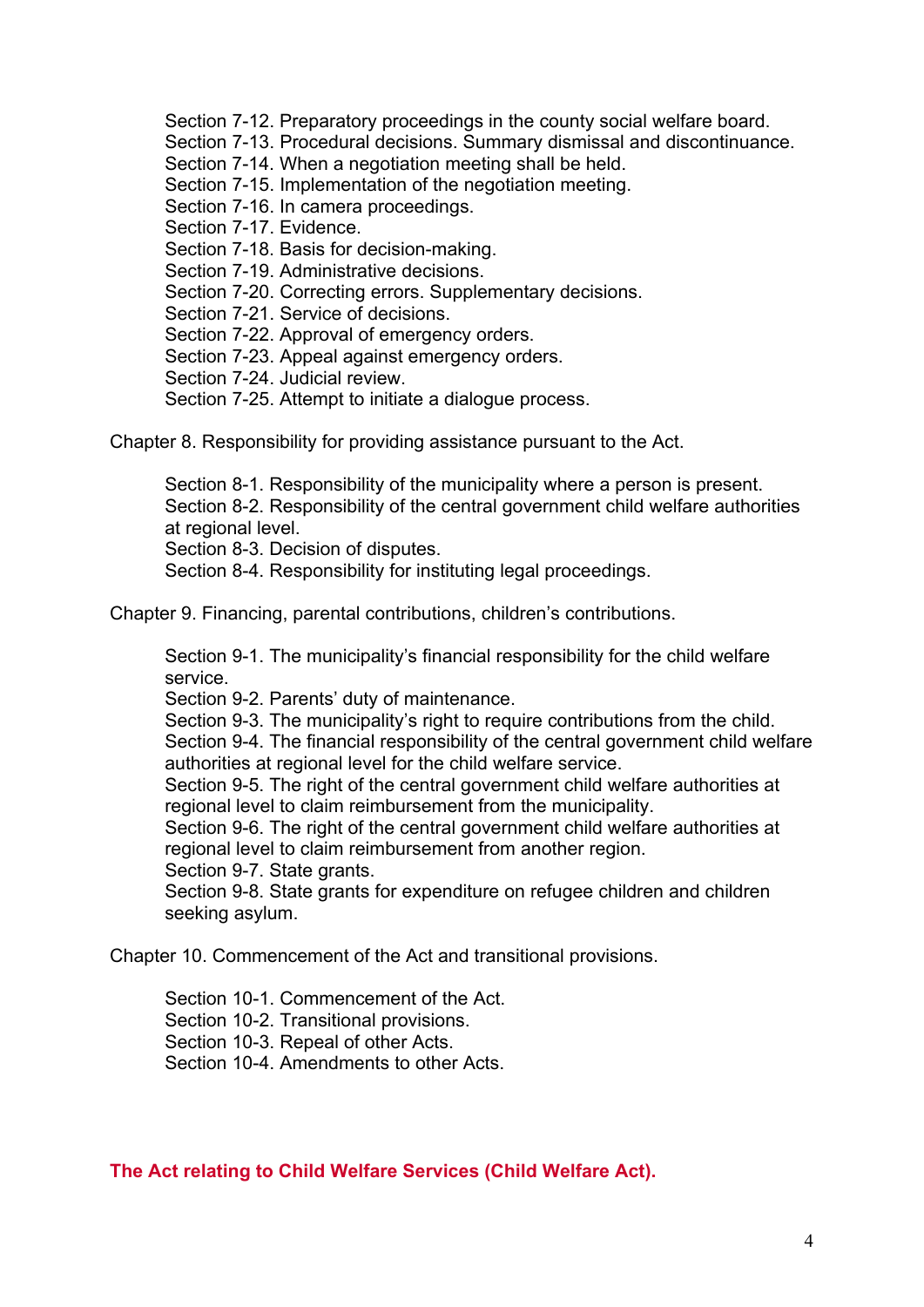Section 7-12. Preparatory proceedings in the county social welfare board.
Section 7-13. Procedural decisions. Summary dismissal and discontinuance.
Section 7-14. When a negotiation meeting shall be held.
Section 7-15. Implementation of the negotiation meeting.
Section 7-16. In camera proceedings.
Section 7-17. Evidence.
Section 7-18. Basis for decision-making.
Section 7-19. Administrative decisions.
Section 7-20. Correcting errors. Supplementary decisions.
Section 7-21. Service of decisions.
Section 7-22. Approval of emergency orders.
Section 7-23. Appeal against emergency orders.
Section 7-24. Judicial review.
Section 7-25. Attempt to initiate a dialogue process.

Chapter 8. Responsibility for providing assistance pursuant to the Act.

Section 8-1. Responsibility of the municipality where a person is present.
Section 8-2. Responsibility of the central government child welfare authorities at regional level.
Section 8-3. Decision of disputes.
Section 8-4. Responsibility for instituting legal proceedings.

Chapter 9. Financing, parental contributions, children's contributions.

Section 9-1. The municipality's financial responsibility for the child welfare service.
Section 9-2. Parents' duty of maintenance.
Section 9-3. The municipality's right to require contributions from the child.
Section 9-4. The financial responsibility of the central government child welfare authorities at regional level for the child welfare service.
Section 9-5. The right of the central government child welfare authorities at regional level to claim reimbursement from the municipality.
Section 9-6. The right of the central government child welfare authorities at regional level to claim reimbursement from another region.
Section 9-7. State grants.
Section 9-8. State grants for expenditure on refugee children and children seeking asylum.

Chapter 10. Commencement of the Act and transitional provisions.

Section 10-1. Commencement of the Act.
Section 10-2. Transitional provisions.
Section 10-3. Repeal of other Acts.
Section 10-4. Amendments to other Acts.

# The Act relating to Child Welfare Services (Child Welfare Act).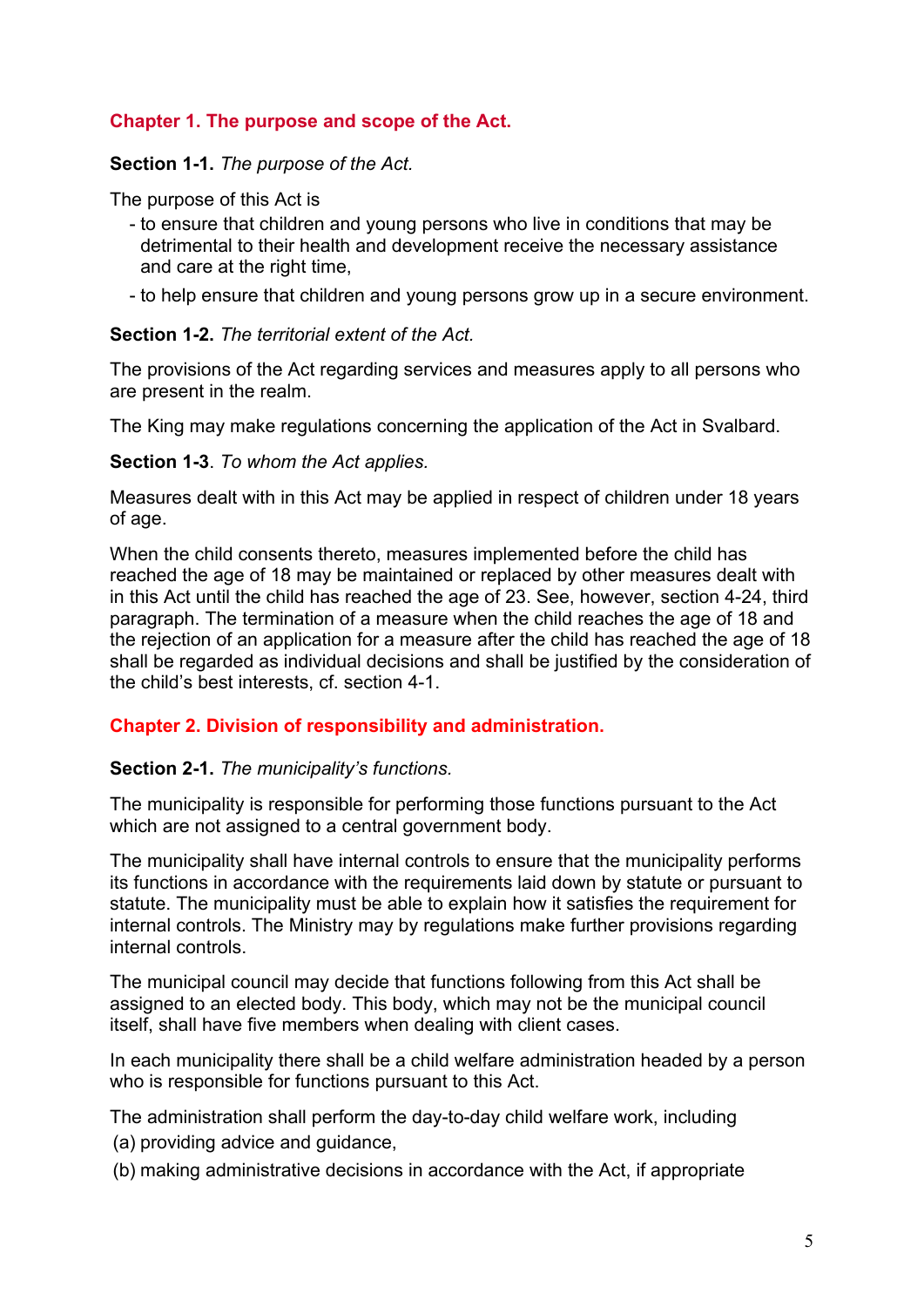## Chapter 1. The purpose and scope of the Act.

**Section 1-1.** *The purpose of the Act.*

The purpose of this Act is

- to ensure that children and young persons who live in conditions that may be detrimental to their health and development receive the necessary assistance and care at the right time,
- to help ensure that children and young persons grow up in a secure environment.

**Section 1-2.** *The territorial extent of the Act.*

The provisions of the Act regarding services and measures apply to all persons who are present in the realm.

The King may make regulations concerning the application of the Act in Svalbard.

**Section 1-3**. *To whom the Act applies.*

Measures dealt with in this Act may be applied in respect of children under 18 years of age.

When the child consents thereto, measures implemented before the child has reached the age of 18 may be maintained or replaced by other measures dealt with in this Act until the child has reached the age of 23. See, however, section 4-24, third paragraph. The termination of a measure when the child reaches the age of 18 and the rejection of an application for a measure after the child has reached the age of 18 shall be regarded as individual decisions and shall be justified by the consideration of the child's best interests, cf. section 4-1.

## Chapter 2. Division of responsibility and administration.

**Section 2-1.** *The municipality's functions.*

The municipality is responsible for performing those functions pursuant to the Act which are not assigned to a central government body.

The municipality shall have internal controls to ensure that the municipality performs its functions in accordance with the requirements laid down by statute or pursuant to statute. The municipality must be able to explain how it satisfies the requirement for internal controls. The Ministry may by regulations make further provisions regarding internal controls.

The municipal council may decide that functions following from this Act shall be assigned to an elected body. This body, which may not be the municipal council itself, shall have five members when dealing with client cases.

In each municipality there shall be a child welfare administration headed by a person who is responsible for functions pursuant to this Act.

The administration shall perform the day-to-day child welfare work, including

(a) providing advice and guidance,

(b) making administrative decisions in accordance with the Act, if appropriate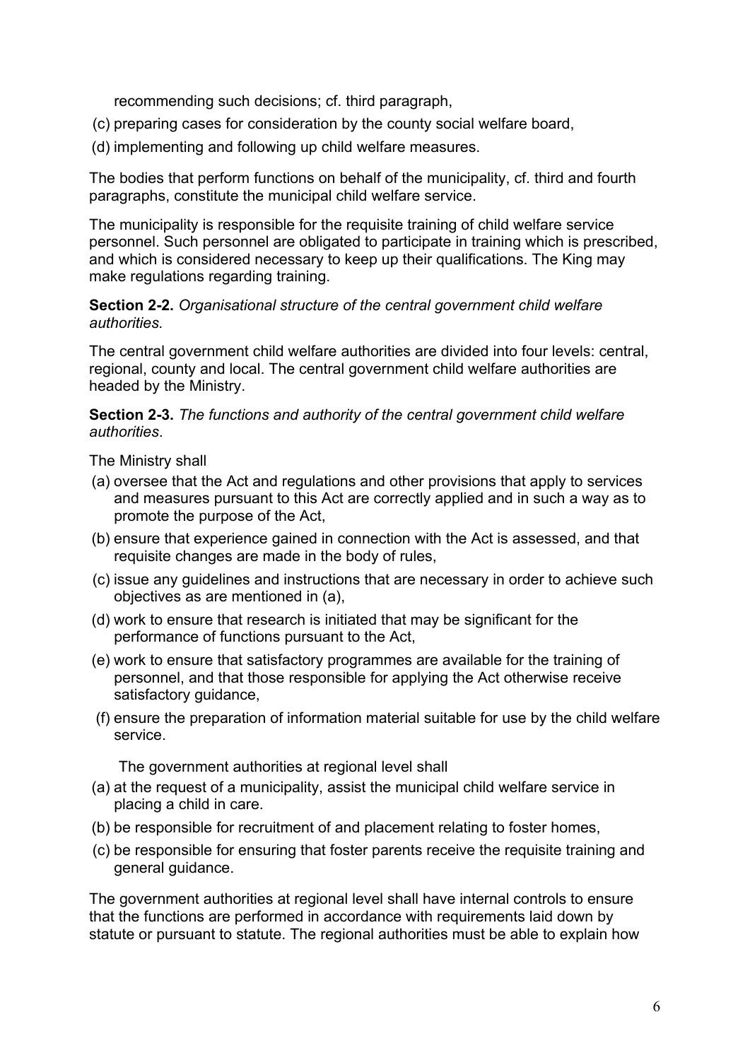recommending such decisions; cf. third paragraph,

(c) preparing cases for consideration by the county social welfare board,

(d) implementing and following up child welfare measures.

The bodies that perform functions on behalf of the municipality, cf. third and fourth paragraphs, constitute the municipal child welfare service.

The municipality is responsible for the requisite training of child welfare service personnel. Such personnel are obligated to participate in training which is prescribed, and which is considered necessary to keep up their qualifications. The King may make regulations regarding training.

**Section 2-2.** *Organisational structure of the central government child welfare authorities.*

The central government child welfare authorities are divided into four levels: central, regional, county and local. The central government child welfare authorities are headed by the Ministry.

**Section 2-3.** *The functions and authority of the central government child welfare authorities*.

The Ministry shall

(a) oversee that the Act and regulations and other provisions that apply to services and measures pursuant to this Act are correctly applied and in such a way as to promote the purpose of the Act,

(b) ensure that experience gained in connection with the Act is assessed, and that requisite changes are made in the body of rules,

(c) issue any guidelines and instructions that are necessary in order to achieve such objectives as are mentioned in (a),

(d) work to ensure that research is initiated that may be significant for the performance of functions pursuant to the Act,

(e) work to ensure that satisfactory programmes are available for the training of personnel, and that those responsible for applying the Act otherwise receive satisfactory guidance,

(f) ensure the preparation of information material suitable for use by the child welfare service.

The government authorities at regional level shall

(a) at the request of a municipality, assist the municipal child welfare service in placing a child in care.

(b) be responsible for recruitment of and placement relating to foster homes,

(c) be responsible for ensuring that foster parents receive the requisite training and general guidance.

The government authorities at regional level shall have internal controls to ensure that the functions are performed in accordance with requirements laid down by statute or pursuant to statute. The regional authorities must be able to explain how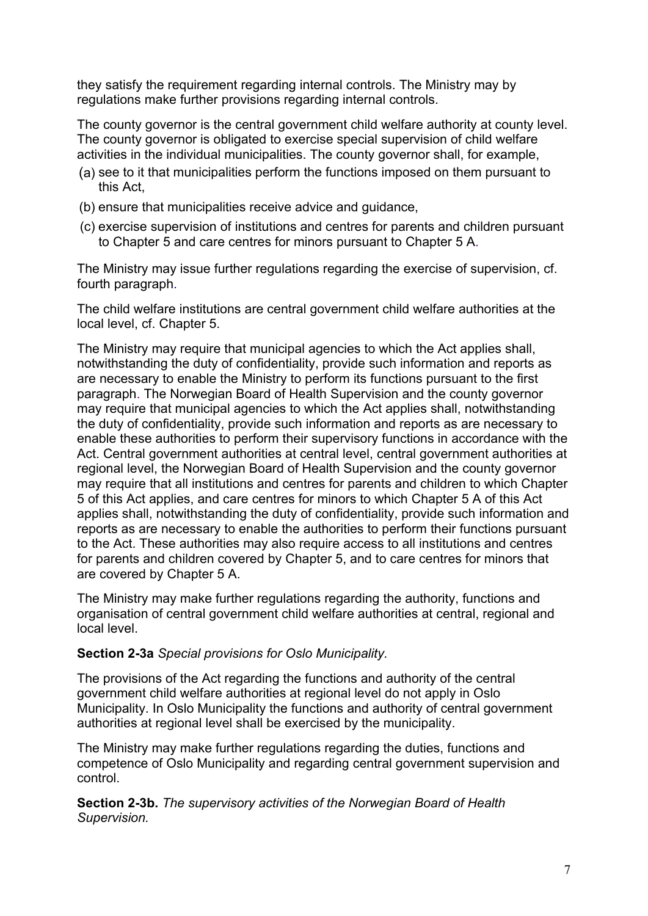they satisfy the requirement regarding internal controls. The Ministry may by regulations make further provisions regarding internal controls.

The county governor is the central government child welfare authority at county level. The county governor is obligated to exercise special supervision of child welfare activities in the individual municipalities. The county governor shall, for example,

(a) see to it that municipalities perform the functions imposed on them pursuant to this Act,

(b) ensure that municipalities receive advice and guidance,

(c) exercise supervision of institutions and centres for parents and children pursuant to Chapter 5 and care centres for minors pursuant to Chapter 5 A.

The Ministry may issue further regulations regarding the exercise of supervision, cf. fourth paragraph.

The child welfare institutions are central government child welfare authorities at the local level, cf. Chapter 5.

The Ministry may require that municipal agencies to which the Act applies shall, notwithstanding the duty of confidentiality, provide such information and reports as are necessary to enable the Ministry to perform its functions pursuant to the first paragraph. The Norwegian Board of Health Supervision and the county governor may require that municipal agencies to which the Act applies shall, notwithstanding the duty of confidentiality, provide such information and reports as are necessary to enable these authorities to perform their supervisory functions in accordance with the Act. Central government authorities at central level, central government authorities at regional level, the Norwegian Board of Health Supervision and the county governor may require that all institutions and centres for parents and children to which Chapter 5 of this Act applies, and care centres for minors to which Chapter 5 A of this Act applies shall, notwithstanding the duty of confidentiality, provide such information and reports as are necessary to enable the authorities to perform their functions pursuant to the Act. These authorities may also require access to all institutions and centres for parents and children covered by Chapter 5, and to care centres for minors that are covered by Chapter 5 A.

The Ministry may make further regulations regarding the authority, functions and organisation of central government child welfare authorities at central, regional and local level.

**Section 2-3a** *Special provisions for Oslo Municipality.*

The provisions of the Act regarding the functions and authority of the central government child welfare authorities at regional level do not apply in Oslo Municipality. In Oslo Municipality the functions and authority of central government authorities at regional level shall be exercised by the municipality.

The Ministry may make further regulations regarding the duties, functions and competence of Oslo Municipality and regarding central government supervision and control.

**Section 2-3b.** *The supervisory activities of the Norwegian Board of Health Supervision.*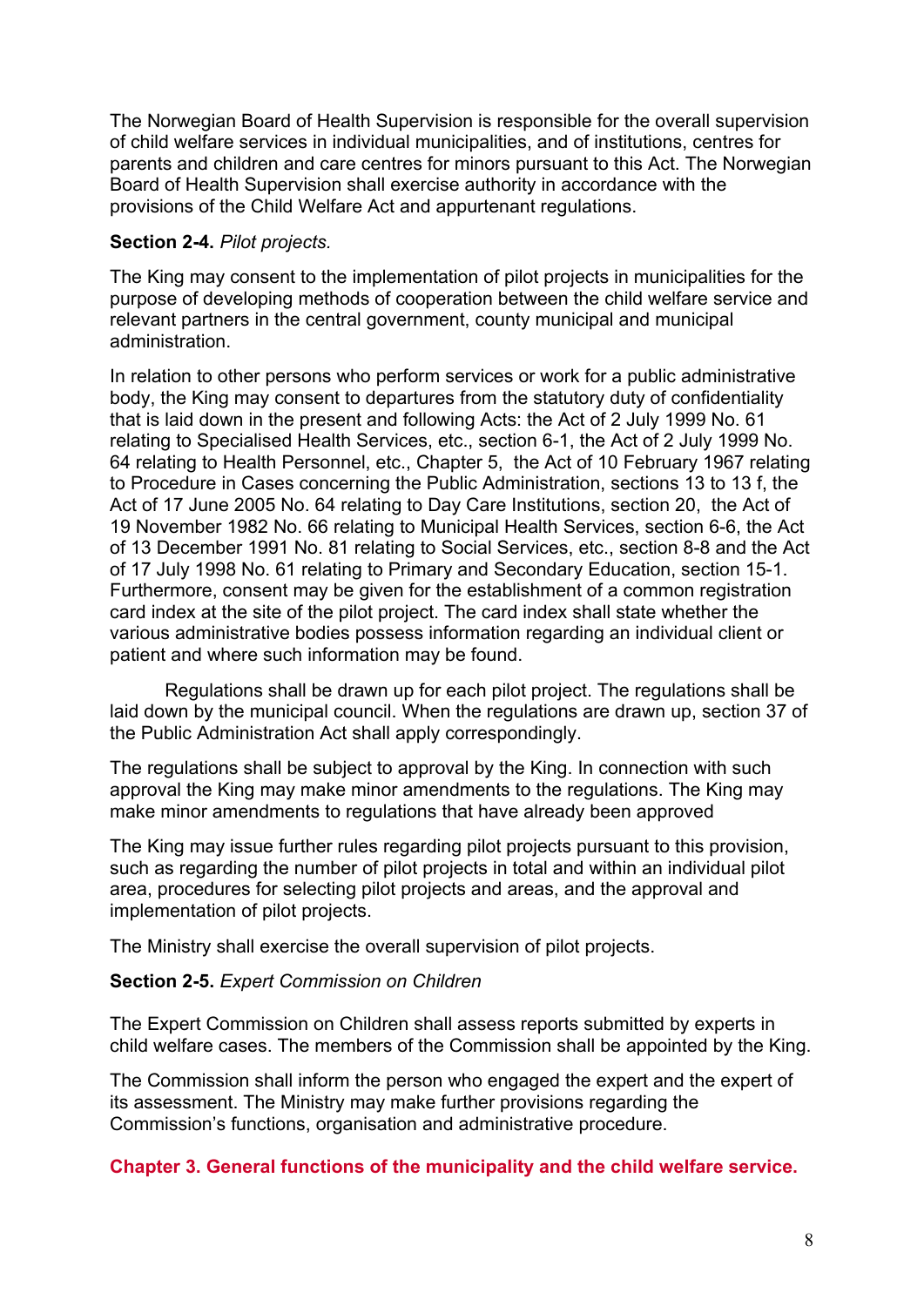The Norwegian Board of Health Supervision is responsible for the overall supervision of child welfare services in individual municipalities, and of institutions, centres for parents and children and care centres for minors pursuant to this Act. The Norwegian Board of Health Supervision shall exercise authority in accordance with the provisions of the Child Welfare Act and appurtenant regulations.

**Section 2-4.** *Pilot projects.*

The King may consent to the implementation of pilot projects in municipalities for the purpose of developing methods of cooperation between the child welfare service and relevant partners in the central government, county municipal and municipal administration.

In relation to other persons who perform services or work for a public administrative body, the King may consent to departures from the statutory duty of confidentiality that is laid down in the present and following Acts: the Act of 2 July 1999 No. 61 relating to Specialised Health Services, etc., section 6-1, the Act of 2 July 1999 No. 64 relating to Health Personnel, etc., Chapter 5, the Act of 10 February 1967 relating to Procedure in Cases concerning the Public Administration, sections 13 to 13 f, the Act of 17 June 2005 No. 64 relating to Day Care Institutions, section 20, the Act of 19 November 1982 No. 66 relating to Municipal Health Services, section 6-6, the Act of 13 December 1991 No. 81 relating to Social Services, etc., section 8-8 and the Act of 17 July 1998 No. 61 relating to Primary and Secondary Education, section 15-1. Furthermore, consent may be given for the establishment of a common registration card index at the site of the pilot project. The card index shall state whether the various administrative bodies possess information regarding an individual client or patient and where such information may be found.

Regulations shall be drawn up for each pilot project. The regulations shall be laid down by the municipal council. When the regulations are drawn up, section 37 of the Public Administration Act shall apply correspondingly.

The regulations shall be subject to approval by the King. In connection with such approval the King may make minor amendments to the regulations. The King may make minor amendments to regulations that have already been approved

The King may issue further rules regarding pilot projects pursuant to this provision, such as regarding the number of pilot projects in total and within an individual pilot area, procedures for selecting pilot projects and areas, and the approval and implementation of pilot projects.

The Ministry shall exercise the overall supervision of pilot projects.

**Section 2-5.** *Expert Commission on Children*

The Expert Commission on Children shall assess reports submitted by experts in child welfare cases. The members of the Commission shall be appointed by the King.

The Commission shall inform the person who engaged the expert and the expert of its assessment. The Ministry may make further provisions regarding the Commission's functions, organisation and administrative procedure.

## Chapter 3. General functions of the municipality and the child welfare service.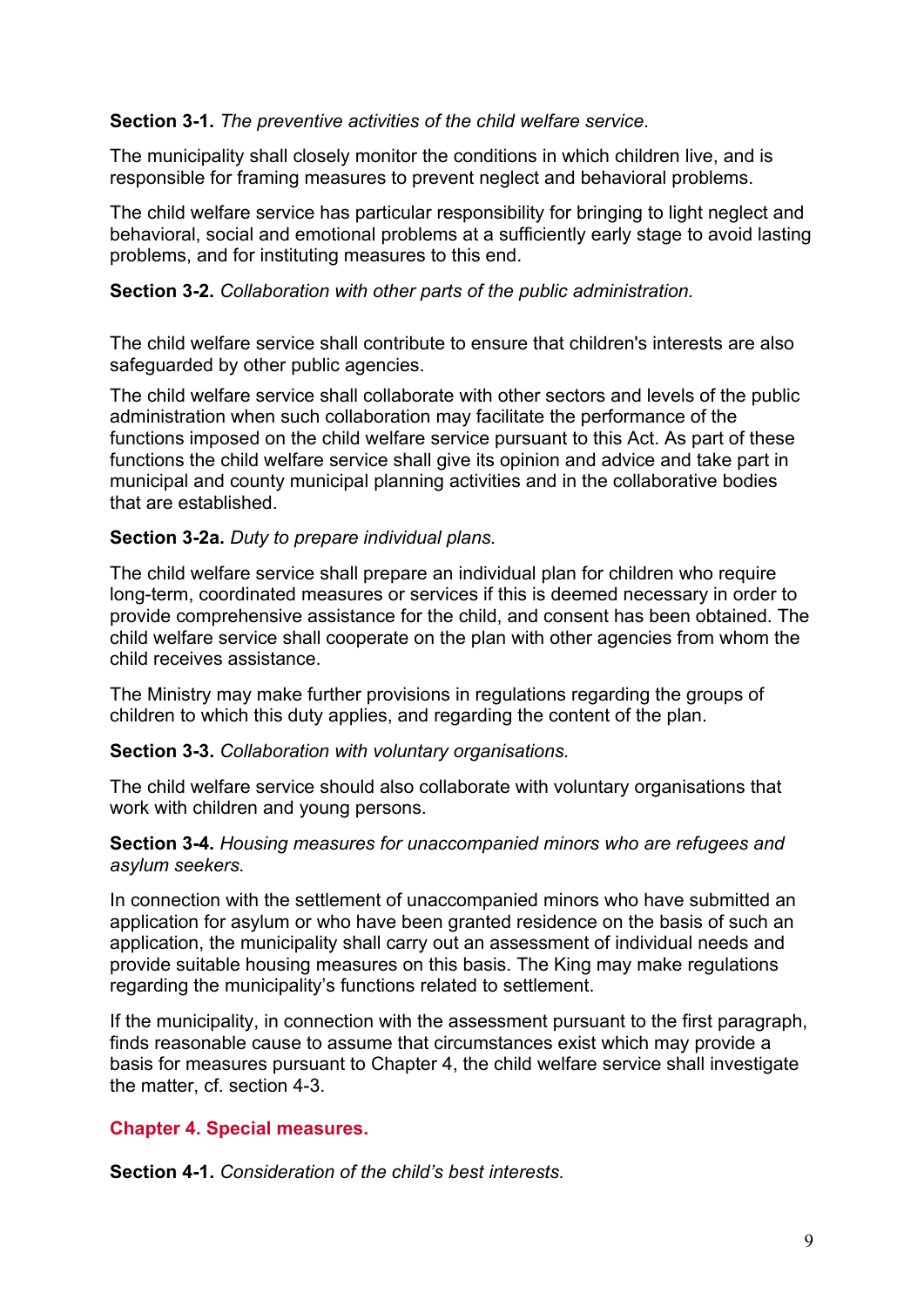**Section 3-1.** *The preventive activities of the child welfare service.*

The municipality shall closely monitor the conditions in which children live, and is responsible for framing measures to prevent neglect and behavioral problems.

The child welfare service has particular responsibility for bringing to light neglect and behavioral, social and emotional problems at a sufficiently early stage to avoid lasting problems, and for instituting measures to this end.

**Section 3-2.** *Collaboration with other parts of the public administration.*

The child welfare service shall contribute to ensure that children's interests are also safeguarded by other public agencies.

The child welfare service shall collaborate with other sectors and levels of the public administration when such collaboration may facilitate the performance of the functions imposed on the child welfare service pursuant to this Act. As part of these functions the child welfare service shall give its opinion and advice and take part in municipal and county municipal planning activities and in the collaborative bodies that are established.

**Section 3-2a.** *Duty to prepare individual plans.*

The child welfare service shall prepare an individual plan for children who require long-term, coordinated measures or services if this is deemed necessary in order to provide comprehensive assistance for the child, and consent has been obtained. The child welfare service shall cooperate on the plan with other agencies from whom the child receives assistance.

The Ministry may make further provisions in regulations regarding the groups of children to which this duty applies, and regarding the content of the plan.

**Section 3-3.** *Collaboration with voluntary organisations.*

The child welfare service should also collaborate with voluntary organisations that work with children and young persons.

**Section 3-4.** *Housing measures for unaccompanied minors who are refugees and asylum seekers.*

In connection with the settlement of unaccompanied minors who have submitted an application for asylum or who have been granted residence on the basis of such an application, the municipality shall carry out an assessment of individual needs and provide suitable housing measures on this basis. The King may make regulations regarding the municipality's functions related to settlement.

If the municipality, in connection with the assessment pursuant to the first paragraph, finds reasonable cause to assume that circumstances exist which may provide a basis for measures pursuant to Chapter 4, the child welfare service shall investigate the matter, cf. section 4-3.

## Chapter 4. Special measures.

**Section 4-1.** *Consideration of the child's best interests.*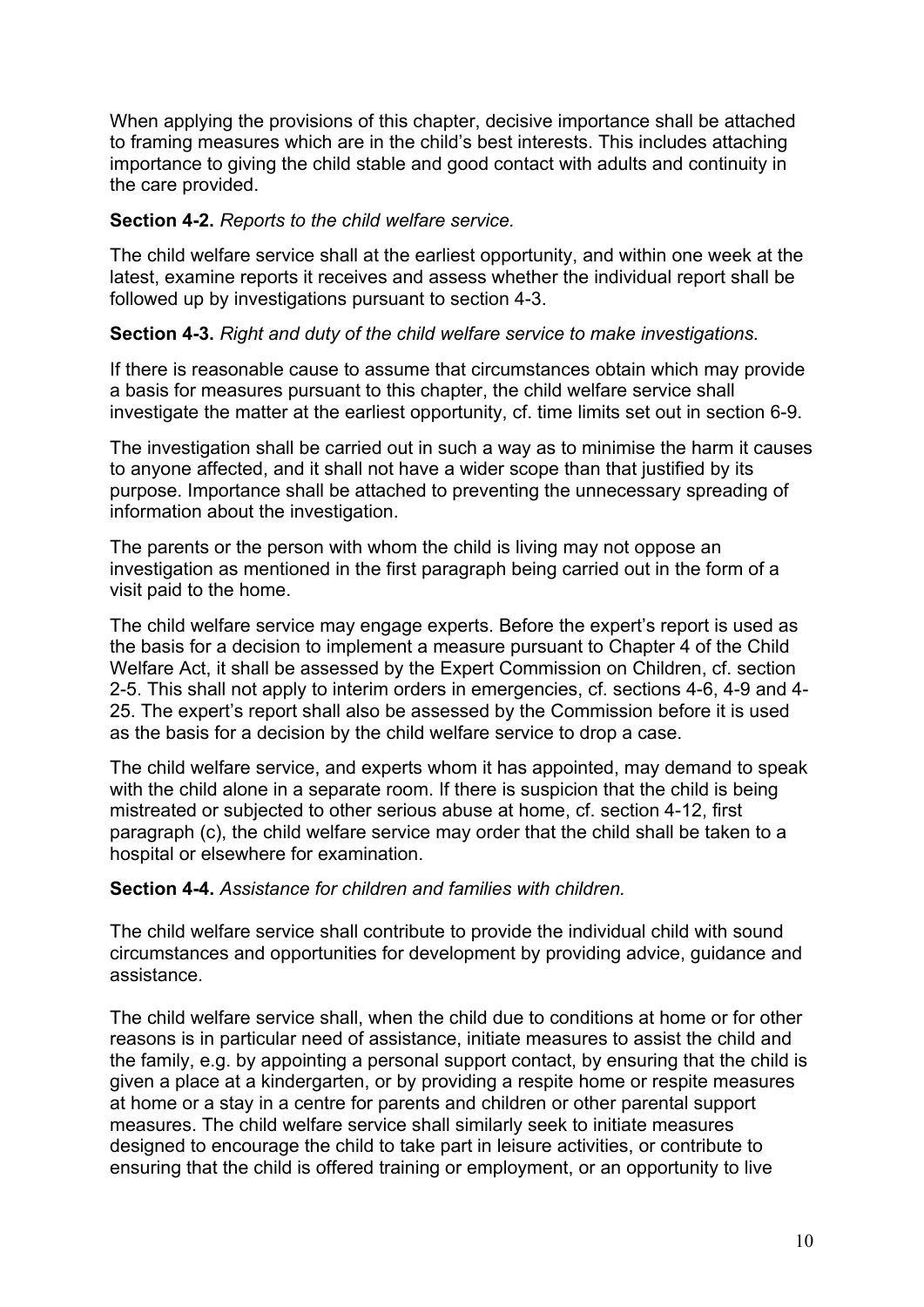When applying the provisions of this chapter, decisive importance shall be attached to framing measures which are in the child's best interests. This includes attaching importance to giving the child stable and good contact with adults and continuity in the care provided.

**Section 4-2.** *Reports to the child welfare service.*

The child welfare service shall at the earliest opportunity, and within one week at the latest, examine reports it receives and assess whether the individual report shall be followed up by investigations pursuant to section 4-3.

**Section 4-3.** *Right and duty of the child welfare service to make investigations.*

If there is reasonable cause to assume that circumstances obtain which may provide a basis for measures pursuant to this chapter, the child welfare service shall investigate the matter at the earliest opportunity, cf. time limits set out in section 6-9.

The investigation shall be carried out in such a way as to minimise the harm it causes to anyone affected, and it shall not have a wider scope than that justified by its purpose. Importance shall be attached to preventing the unnecessary spreading of information about the investigation.

The parents or the person with whom the child is living may not oppose an investigation as mentioned in the first paragraph being carried out in the form of a visit paid to the home.

The child welfare service may engage experts. Before the expert's report is used as the basis for a decision to implement a measure pursuant to Chapter 4 of the Child Welfare Act, it shall be assessed by the Expert Commission on Children, cf. section 2-5. This shall not apply to interim orders in emergencies, cf. sections 4-6, 4-9 and 4-25. The expert's report shall also be assessed by the Commission before it is used as the basis for a decision by the child welfare service to drop a case.

The child welfare service, and experts whom it has appointed, may demand to speak with the child alone in a separate room. If there is suspicion that the child is being mistreated or subjected to other serious abuse at home, cf. section 4-12, first paragraph (c), the child welfare service may order that the child shall be taken to a hospital or elsewhere for examination.

**Section 4-4.** *Assistance for children and families with children.*

The child welfare service shall contribute to provide the individual child with sound circumstances and opportunities for development by providing advice, guidance and assistance.

The child welfare service shall, when the child due to conditions at home or for other reasons is in particular need of assistance, initiate measures to assist the child and the family, e.g. by appointing a personal support contact, by ensuring that the child is given a place at a kindergarten, or by providing a respite home or respite measures at home or a stay in a centre for parents and children or other parental support measures. The child welfare service shall similarly seek to initiate measures designed to encourage the child to take part in leisure activities, or contribute to ensuring that the child is offered training or employment, or an opportunity to live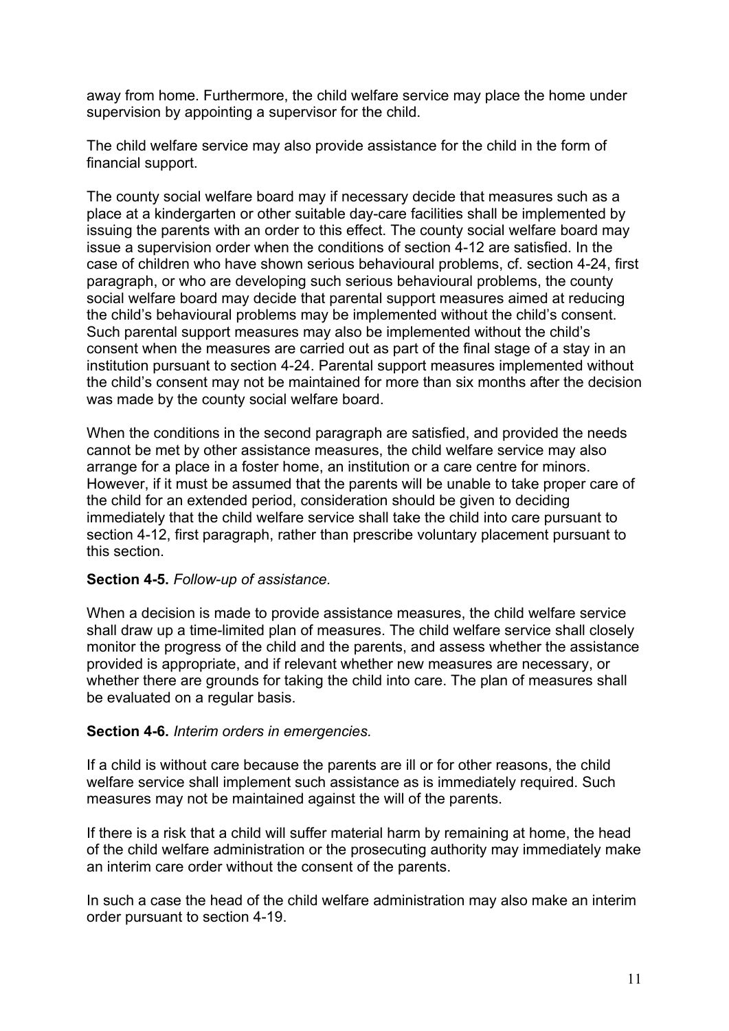away from home. Furthermore, the child welfare service may place the home under supervision by appointing a supervisor for the child.

The child welfare service may also provide assistance for the child in the form of financial support.

The county social welfare board may if necessary decide that measures such as a place at a kindergarten or other suitable day-care facilities shall be implemented by issuing the parents with an order to this effect. The county social welfare board may issue a supervision order when the conditions of section 4-12 are satisfied. In the case of children who have shown serious behavioural problems, cf. section 4-24, first paragraph, or who are developing such serious behavioural problems, the county social welfare board may decide that parental support measures aimed at reducing the child's behavioural problems may be implemented without the child's consent. Such parental support measures may also be implemented without the child's consent when the measures are carried out as part of the final stage of a stay in an institution pursuant to section 4-24. Parental support measures implemented without the child's consent may not be maintained for more than six months after the decision was made by the county social welfare board.

When the conditions in the second paragraph are satisfied, and provided the needs cannot be met by other assistance measures, the child welfare service may also arrange for a place in a foster home, an institution or a care centre for minors. However, if it must be assumed that the parents will be unable to take proper care of the child for an extended period, consideration should be given to deciding immediately that the child welfare service shall take the child into care pursuant to section 4-12, first paragraph, rather than prescribe voluntary placement pursuant to this section.

**Section 4-5.** *Follow-up of assistance.*

When a decision is made to provide assistance measures, the child welfare service shall draw up a time-limited plan of measures. The child welfare service shall closely monitor the progress of the child and the parents, and assess whether the assistance provided is appropriate, and if relevant whether new measures are necessary, or whether there are grounds for taking the child into care. The plan of measures shall be evaluated on a regular basis.

**Section 4-6.** *Interim orders in emergencies.*

If a child is without care because the parents are ill or for other reasons, the child welfare service shall implement such assistance as is immediately required. Such measures may not be maintained against the will of the parents.

If there is a risk that a child will suffer material harm by remaining at home, the head of the child welfare administration or the prosecuting authority may immediately make an interim care order without the consent of the parents.

In such a case the head of the child welfare administration may also make an interim order pursuant to section 4-19.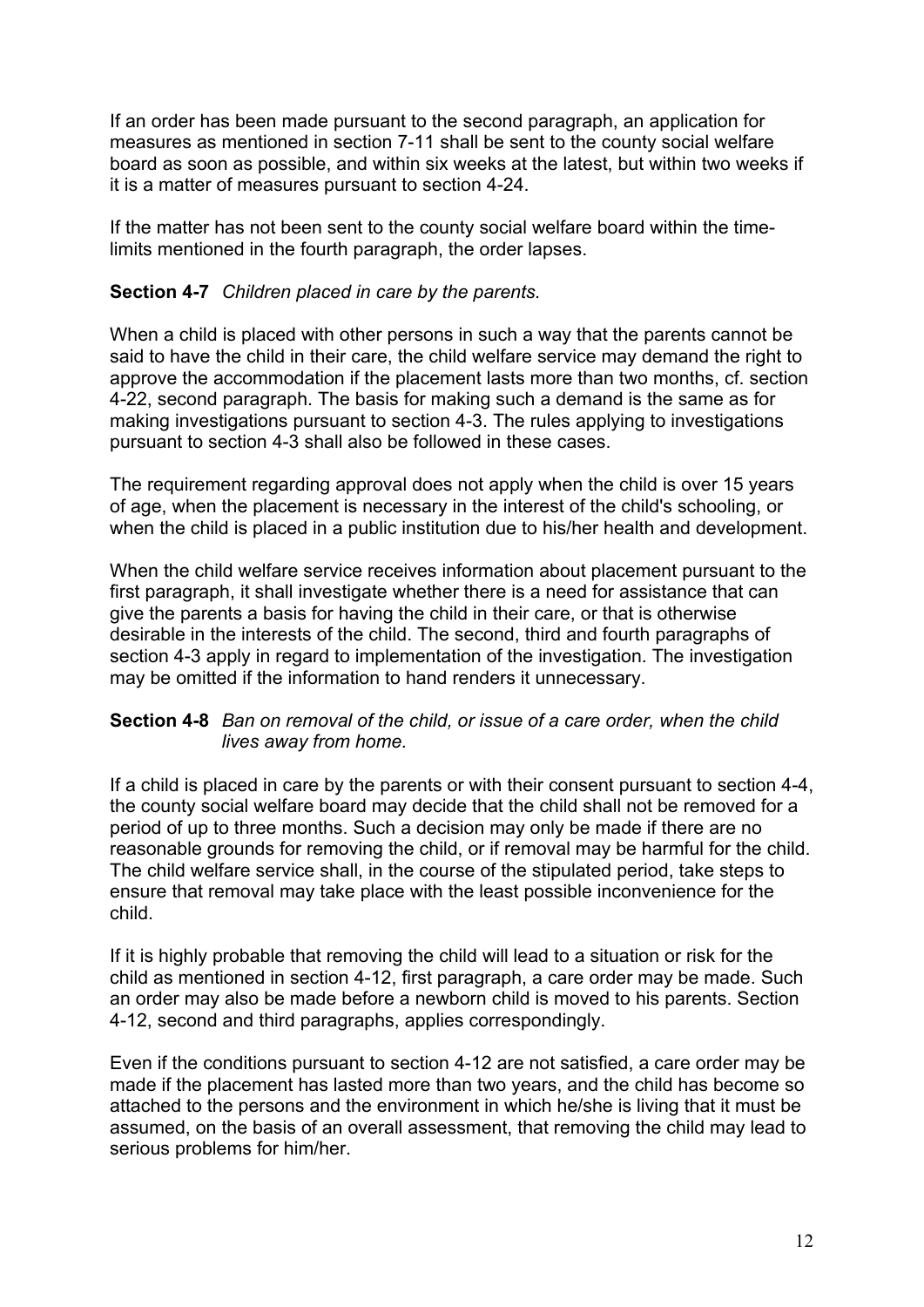If an order has been made pursuant to the second paragraph, an application for measures as mentioned in section 7-11 shall be sent to the county social welfare board as soon as possible, and within six weeks at the latest, but within two weeks if it is a matter of measures pursuant to section 4-24.

If the matter has not been sent to the county social welfare board within the time-limits mentioned in the fourth paragraph, the order lapses.

**Section 4-7** *Children placed in care by the parents.*

When a child is placed with other persons in such a way that the parents cannot be said to have the child in their care, the child welfare service may demand the right to approve the accommodation if the placement lasts more than two months, cf. section 4-22, second paragraph. The basis for making such a demand is the same as for making investigations pursuant to section 4-3. The rules applying to investigations pursuant to section 4-3 shall also be followed in these cases.

The requirement regarding approval does not apply when the child is over 15 years of age, when the placement is necessary in the interest of the child's schooling, or when the child is placed in a public institution due to his/her health and development.

When the child welfare service receives information about placement pursuant to the first paragraph, it shall investigate whether there is a need for assistance that can give the parents a basis for having the child in their care, or that is otherwise desirable in the interests of the child. The second, third and fourth paragraphs of section 4-3 apply in regard to implementation of the investigation. The investigation may be omitted if the information to hand renders it unnecessary.

**Section 4-8** *Ban on removal of the child, or issue of a care order, when the child lives away from home.*

If a child is placed in care by the parents or with their consent pursuant to section 4-4, the county social welfare board may decide that the child shall not be removed for a period of up to three months. Such a decision may only be made if there are no reasonable grounds for removing the child, or if removal may be harmful for the child. The child welfare service shall, in the course of the stipulated period, take steps to ensure that removal may take place with the least possible inconvenience for the child.

If it is highly probable that removing the child will lead to a situation or risk for the child as mentioned in section 4-12, first paragraph, a care order may be made. Such an order may also be made before a newborn child is moved to his parents. Section 4-12, second and third paragraphs, applies correspondingly.

Even if the conditions pursuant to section 4-12 are not satisfied, a care order may be made if the placement has lasted more than two years, and the child has become so attached to the persons and the environment in which he/she is living that it must be assumed, on the basis of an overall assessment, that removing the child may lead to serious problems for him/her.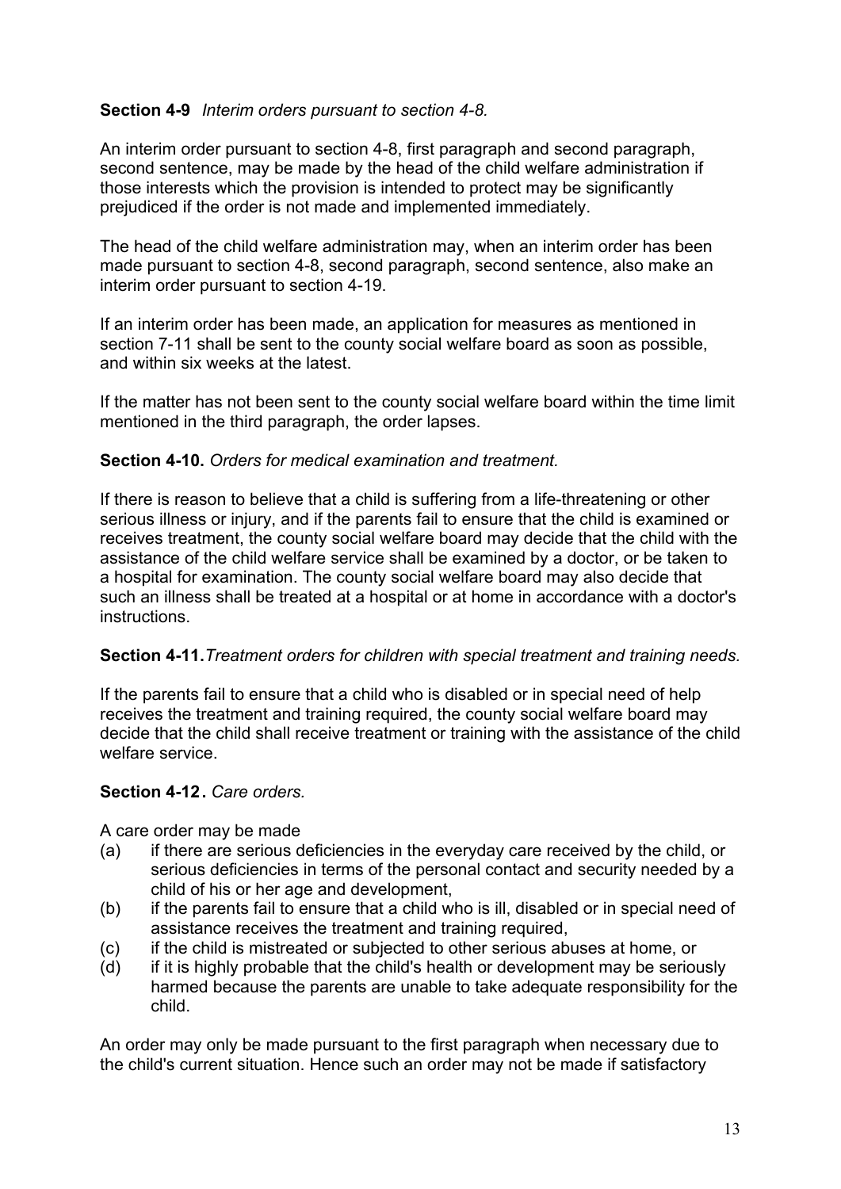**Section 4-9** *Interim orders pursuant to section 4-8.*

An interim order pursuant to section 4-8, first paragraph and second paragraph, second sentence, may be made by the head of the child welfare administration if those interests which the provision is intended to protect may be significantly prejudiced if the order is not made and implemented immediately.

The head of the child welfare administration may, when an interim order has been made pursuant to section 4-8, second paragraph, second sentence, also make an interim order pursuant to section 4-19.

If an interim order has been made, an application for measures as mentioned in section 7-11 shall be sent to the county social welfare board as soon as possible, and within six weeks at the latest.

If the matter has not been sent to the county social welfare board within the time limit mentioned in the third paragraph, the order lapses.

**Section 4-10.** *Orders for medical examination and treatment.*

If there is reason to believe that a child is suffering from a life-threatening or other serious illness or injury, and if the parents fail to ensure that the child is examined or receives treatment, the county social welfare board may decide that the child with the assistance of the child welfare service shall be examined by a doctor, or be taken to a hospital for examination. The county social welfare board may also decide that such an illness shall be treated at a hospital or at home in accordance with a doctor's instructions.

**Section 4-11.** *Treatment orders for children with special treatment and training needs.*

If the parents fail to ensure that a child who is disabled or in special need of help receives the treatment and training required, the county social welfare board may decide that the child shall receive treatment or training with the assistance of the child welfare service.

**Section 4-12.** *Care orders.*

A care order may be made

(a) if there are serious deficiencies in the everyday care received by the child, or serious deficiencies in terms of the personal contact and security needed by a child of his or her age and development,

(b) if the parents fail to ensure that a child who is ill, disabled or in special need of assistance receives the treatment and training required,

(c) if the child is mistreated or subjected to other serious abuses at home, or

(d) if it is highly probable that the child's health or development may be seriously harmed because the parents are unable to take adequate responsibility for the child.

An order may only be made pursuant to the first paragraph when necessary due to the child's current situation. Hence such an order may not be made if satisfactory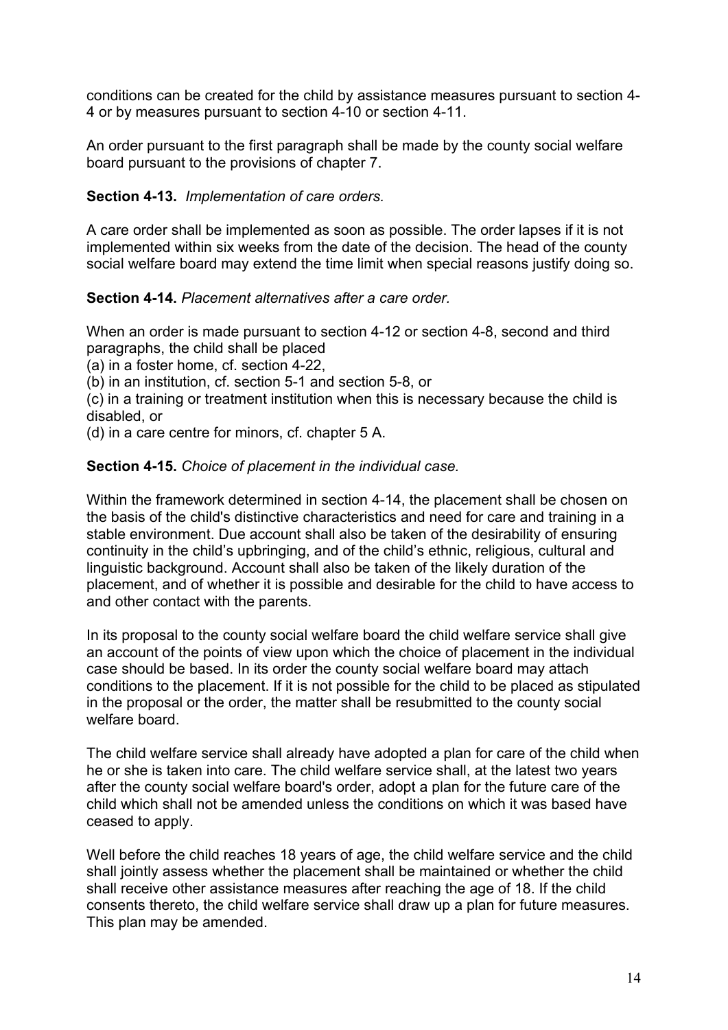conditions can be created for the child by assistance measures pursuant to section 4-4 or by measures pursuant to section 4-10 or section 4-11.

An order pursuant to the first paragraph shall be made by the county social welfare board pursuant to the provisions of chapter 7.

**Section 4-13.** *Implementation of care orders.*

A care order shall be implemented as soon as possible. The order lapses if it is not implemented within six weeks from the date of the decision. The head of the county social welfare board may extend the time limit when special reasons justify doing so.

**Section 4-14.** *Placement alternatives after a care order.*

When an order is made pursuant to section 4-12 or section 4-8, second and third paragraphs, the child shall be placed
(a) in a foster home, cf. section 4-22,
(b) in an institution, cf. section 5-1 and section 5-8, or
(c) in a training or treatment institution when this is necessary because the child is disabled, or
(d) in a care centre for minors, cf. chapter 5 A.

**Section 4-15.** *Choice of placement in the individual case.*

Within the framework determined in section 4-14, the placement shall be chosen on the basis of the child's distinctive characteristics and need for care and training in a stable environment. Due account shall also be taken of the desirability of ensuring continuity in the child's upbringing, and of the child's ethnic, religious, cultural and linguistic background. Account shall also be taken of the likely duration of the placement, and of whether it is possible and desirable for the child to have access to and other contact with the parents.

In its proposal to the county social welfare board the child welfare service shall give an account of the points of view upon which the choice of placement in the individual case should be based. In its order the county social welfare board may attach conditions to the placement. If it is not possible for the child to be placed as stipulated in the proposal or the order, the matter shall be resubmitted to the county social welfare board.

The child welfare service shall already have adopted a plan for care of the child when he or she is taken into care. The child welfare service shall, at the latest two years after the county social welfare board's order, adopt a plan for the future care of the child which shall not be amended unless the conditions on which it was based have ceased to apply.

Well before the child reaches 18 years of age, the child welfare service and the child shall jointly assess whether the placement shall be maintained or whether the child shall receive other assistance measures after reaching the age of 18. If the child consents thereto, the child welfare service shall draw up a plan for future measures. This plan may be amended.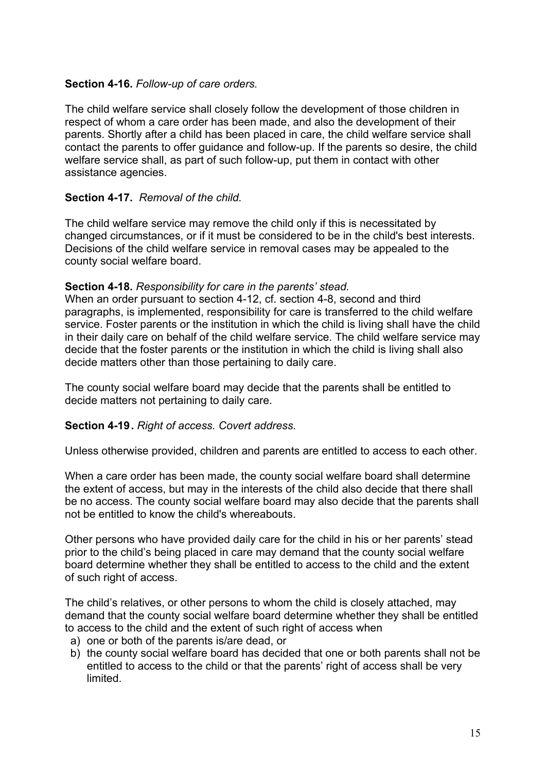**Section 4-16.** *Follow-up of care orders.*

The child welfare service shall closely follow the development of those children in respect of whom a care order has been made, and also the development of their parents. Shortly after a child has been placed in care, the child welfare service shall contact the parents to offer guidance and follow-up. If the parents so desire, the child welfare service shall, as part of such follow-up, put them in contact with other assistance agencies.

**Section 4-17.** *Removal of the child.*

The child welfare service may remove the child only if this is necessitated by changed circumstances, or if it must be considered to be in the child's best interests. Decisions of the child welfare service in removal cases may be appealed to the county social welfare board.

**Section 4-18.** *Responsibility for care in the parents' stead.*
When an order pursuant to section 4-12, cf. section 4-8, second and third paragraphs, is implemented, responsibility for care is transferred to the child welfare service. Foster parents or the institution in which the child is living shall have the child in their daily care on behalf of the child welfare service. The child welfare service may decide that the foster parents or the institution in which the child is living shall also decide matters other than those pertaining to daily care.

The county social welfare board may decide that the parents shall be entitled to decide matters not pertaining to daily care.

**Section 4-19.** *Right of access. Covert address.*

Unless otherwise provided, children and parents are entitled to access to each other.

When a care order has been made, the county social welfare board shall determine the extent of access, but may in the interests of the child also decide that there shall be no access. The county social welfare board may also decide that the parents shall not be entitled to know the child's whereabouts.

Other persons who have provided daily care for the child in his or her parents' stead prior to the child's being placed in care may demand that the county social welfare board determine whether they shall be entitled to access to the child and the extent of such right of access.

The child's relatives, or other persons to whom the child is closely attached, may demand that the county social welfare board determine whether they shall be entitled to access to the child and the extent of such right of access when

a) one or both of the parents is/are dead, or
b) the county social welfare board has decided that one or both parents shall not be entitled to access to the child or that the parents' right of access shall be very limited.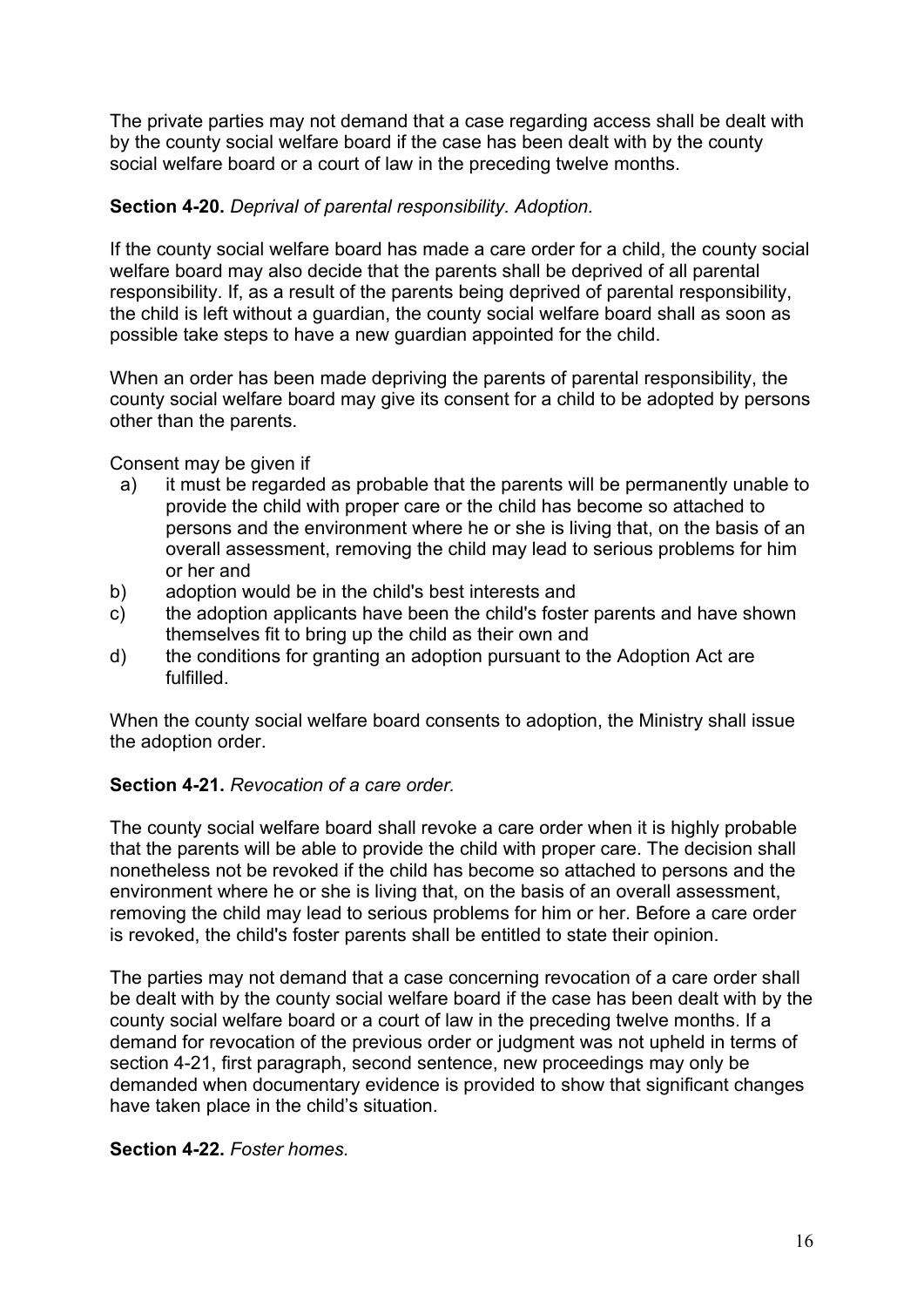The private parties may not demand that a case regarding access shall be dealt with by the county social welfare board if the case has been dealt with by the county social welfare board or a court of law in the preceding twelve months.

**Section 4-20.** *Deprival of parental responsibility. Adoption.*

If the county social welfare board has made a care order for a child, the county social welfare board may also decide that the parents shall be deprived of all parental responsibility. If, as a result of the parents being deprived of parental responsibility, the child is left without a guardian, the county social welfare board shall as soon as possible take steps to have a new guardian appointed for the child.

When an order has been made depriving the parents of parental responsibility, the county social welfare board may give its consent for a child to be adopted by persons other than the parents.

Consent may be given if

- a) it must be regarded as probable that the parents will be permanently unable to provide the child with proper care or the child has become so attached to persons and the environment where he or she is living that, on the basis of an overall assessment, removing the child may lead to serious problems for him or her and
- b) adoption would be in the child's best interests and
- c) the adoption applicants have been the child's foster parents and have shown themselves fit to bring up the child as their own and
- d) the conditions for granting an adoption pursuant to the Adoption Act are fulfilled.

When the county social welfare board consents to adoption, the Ministry shall issue the adoption order.

**Section 4-21.** *Revocation of a care order.*

The county social welfare board shall revoke a care order when it is highly probable that the parents will be able to provide the child with proper care. The decision shall nonetheless not be revoked if the child has become so attached to persons and the environment where he or she is living that, on the basis of an overall assessment, removing the child may lead to serious problems for him or her. Before a care order is revoked, the child's foster parents shall be entitled to state their opinion.

The parties may not demand that a case concerning revocation of a care order shall be dealt with by the county social welfare board if the case has been dealt with by the county social welfare board or a court of law in the preceding twelve months. If a demand for revocation of the previous order or judgment was not upheld in terms of section 4-21, first paragraph, second sentence, new proceedings may only be demanded when documentary evidence is provided to show that significant changes have taken place in the child's situation.

**Section 4-22.** *Foster homes.*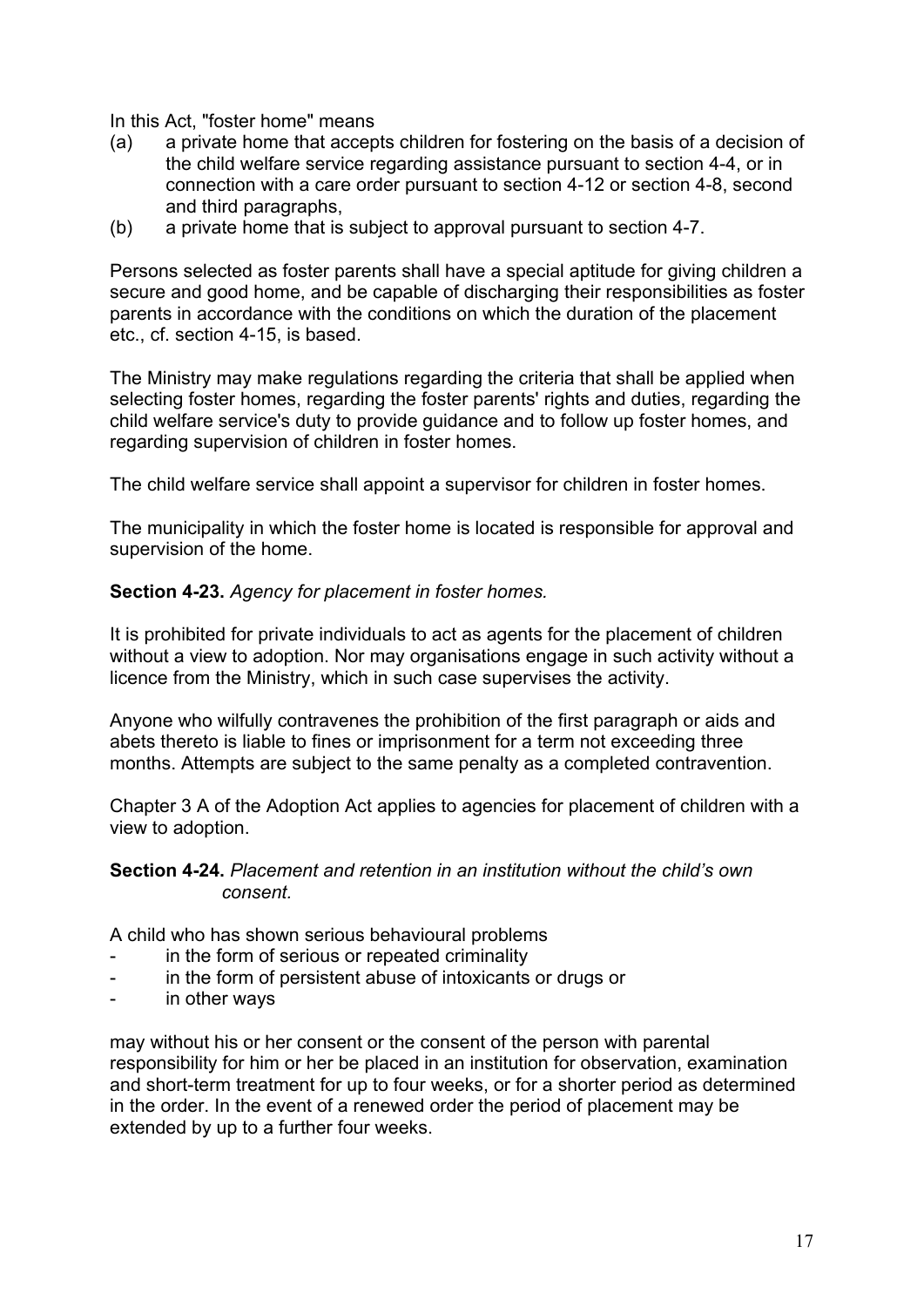In this Act, "foster home" means

(a) a private home that accepts children for fostering on the basis of a decision of the child welfare service regarding assistance pursuant to section 4-4, or in connection with a care order pursuant to section 4-12 or section 4-8, second and third paragraphs,

(b) a private home that is subject to approval pursuant to section 4-7.

Persons selected as foster parents shall have a special aptitude for giving children a secure and good home, and be capable of discharging their responsibilities as foster parents in accordance with the conditions on which the duration of the placement etc., cf. section 4-15, is based.

The Ministry may make regulations regarding the criteria that shall be applied when selecting foster homes, regarding the foster parents' rights and duties, regarding the child welfare service's duty to provide guidance and to follow up foster homes, and regarding supervision of children in foster homes.

The child welfare service shall appoint a supervisor for children in foster homes.

The municipality in which the foster home is located is responsible for approval and supervision of the home.

**Section 4-23.** *Agency for placement in foster homes.*

It is prohibited for private individuals to act as agents for the placement of children without a view to adoption. Nor may organisations engage in such activity without a licence from the Ministry, which in such case supervises the activity.

Anyone who wilfully contravenes the prohibition of the first paragraph or aids and abets thereto is liable to fines or imprisonment for a term not exceeding three months. Attempts are subject to the same penalty as a completed contravention.

Chapter 3 A of the Adoption Act applies to agencies for placement of children with a view to adoption.

**Section 4-24.** *Placement and retention in an institution without the child's own consent.*

A child who has shown serious behavioural problems

- in the form of serious or repeated criminality
- in the form of persistent abuse of intoxicants or drugs or
- in other ways

may without his or her consent or the consent of the person with parental responsibility for him or her be placed in an institution for observation, examination and short-term treatment for up to four weeks, or for a shorter period as determined in the order. In the event of a renewed order the period of placement may be extended by up to a further four weeks.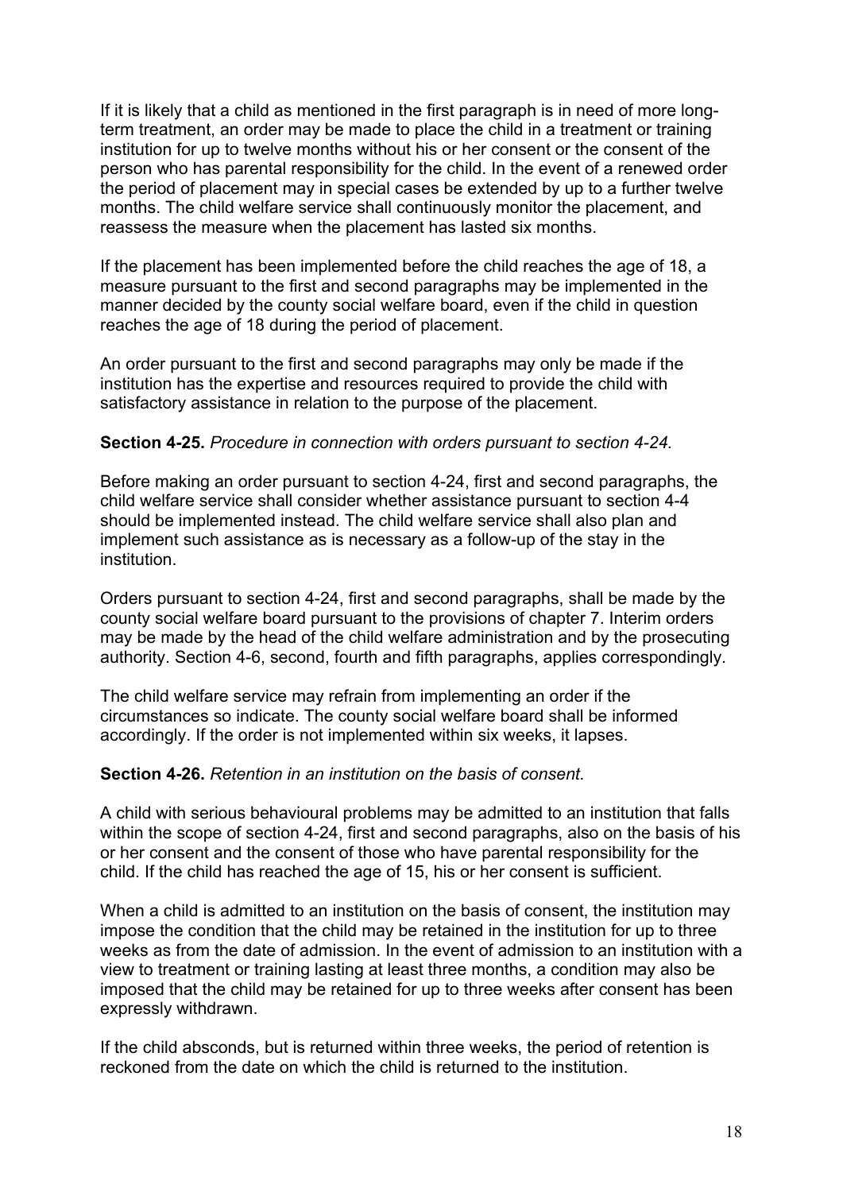If it is likely that a child as mentioned in the first paragraph is in need of more long-term treatment, an order may be made to place the child in a treatment or training institution for up to twelve months without his or her consent or the consent of the person who has parental responsibility for the child. In the event of a renewed order the period of placement may in special cases be extended by up to a further twelve months. The child welfare service shall continuously monitor the placement, and reassess the measure when the placement has lasted six months.

If the placement has been implemented before the child reaches the age of 18, a measure pursuant to the first and second paragraphs may be implemented in the manner decided by the county social welfare board, even if the child in question reaches the age of 18 during the period of placement.

An order pursuant to the first and second paragraphs may only be made if the institution has the expertise and resources required to provide the child with satisfactory assistance in relation to the purpose of the placement.

**Section 4-25.** *Procedure in connection with orders pursuant to section 4-24.*

Before making an order pursuant to section 4-24, first and second paragraphs, the child welfare service shall consider whether assistance pursuant to section 4-4 should be implemented instead. The child welfare service shall also plan and implement such assistance as is necessary as a follow-up of the stay in the institution.

Orders pursuant to section 4-24, first and second paragraphs, shall be made by the county social welfare board pursuant to the provisions of chapter 7. Interim orders may be made by the head of the child welfare administration and by the prosecuting authority. Section 4-6, second, fourth and fifth paragraphs, applies correspondingly.

The child welfare service may refrain from implementing an order if the circumstances so indicate. The county social welfare board shall be informed accordingly. If the order is not implemented within six weeks, it lapses.

**Section 4-26.** *Retention in an institution on the basis of consent.*

A child with serious behavioural problems may be admitted to an institution that falls within the scope of section 4-24, first and second paragraphs, also on the basis of his or her consent and the consent of those who have parental responsibility for the child. If the child has reached the age of 15, his or her consent is sufficient.

When a child is admitted to an institution on the basis of consent, the institution may impose the condition that the child may be retained in the institution for up to three weeks as from the date of admission. In the event of admission to an institution with a view to treatment or training lasting at least three months, a condition may also be imposed that the child may be retained for up to three weeks after consent has been expressly withdrawn.

If the child absconds, but is returned within three weeks, the period of retention is reckoned from the date on which the child is returned to the institution.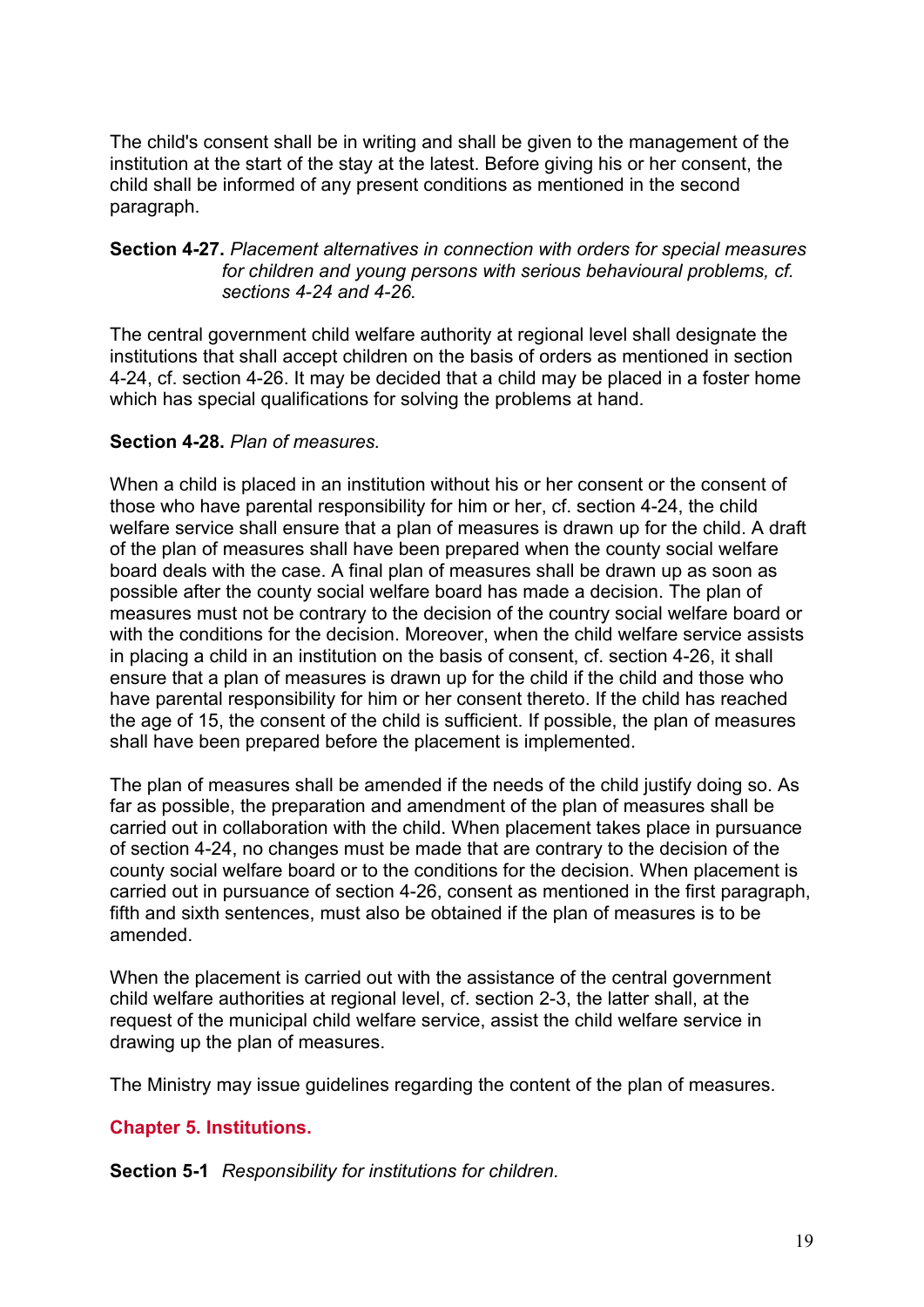The child's consent shall be in writing and shall be given to the management of the institution at the start of the stay at the latest. Before giving his or her consent, the child shall be informed of any present conditions as mentioned in the second paragraph.

**Section 4-27.** *Placement alternatives in connection with orders for special measures for children and young persons with serious behavioural problems, cf. sections 4-24 and 4-26.*

The central government child welfare authority at regional level shall designate the institutions that shall accept children on the basis of orders as mentioned in section 4-24, cf. section 4-26. It may be decided that a child may be placed in a foster home which has special qualifications for solving the problems at hand.

**Section 4-28.** *Plan of measures.*

When a child is placed in an institution without his or her consent or the consent of those who have parental responsibility for him or her, cf. section 4-24, the child welfare service shall ensure that a plan of measures is drawn up for the child. A draft of the plan of measures shall have been prepared when the county social welfare board deals with the case. A final plan of measures shall be drawn up as soon as possible after the county social welfare board has made a decision. The plan of measures must not be contrary to the decision of the country social welfare board or with the conditions for the decision. Moreover, when the child welfare service assists in placing a child in an institution on the basis of consent, cf. section 4-26, it shall ensure that a plan of measures is drawn up for the child if the child and those who have parental responsibility for him or her consent thereto. If the child has reached the age of 15, the consent of the child is sufficient. If possible, the plan of measures shall have been prepared before the placement is implemented.

The plan of measures shall be amended if the needs of the child justify doing so. As far as possible, the preparation and amendment of the plan of measures shall be carried out in collaboration with the child. When placement takes place in pursuance of section 4-24, no changes must be made that are contrary to the decision of the county social welfare board or to the conditions for the decision. When placement is carried out in pursuance of section 4-26, consent as mentioned in the first paragraph, fifth and sixth sentences, must also be obtained if the plan of measures is to be amended.

When the placement is carried out with the assistance of the central government child welfare authorities at regional level, cf. section 2-3, the latter shall, at the request of the municipal child welfare service, assist the child welfare service in drawing up the plan of measures.

The Ministry may issue guidelines regarding the content of the plan of measures.

## Chapter 5. Institutions.

**Section 5-1** *Responsibility for institutions for children.*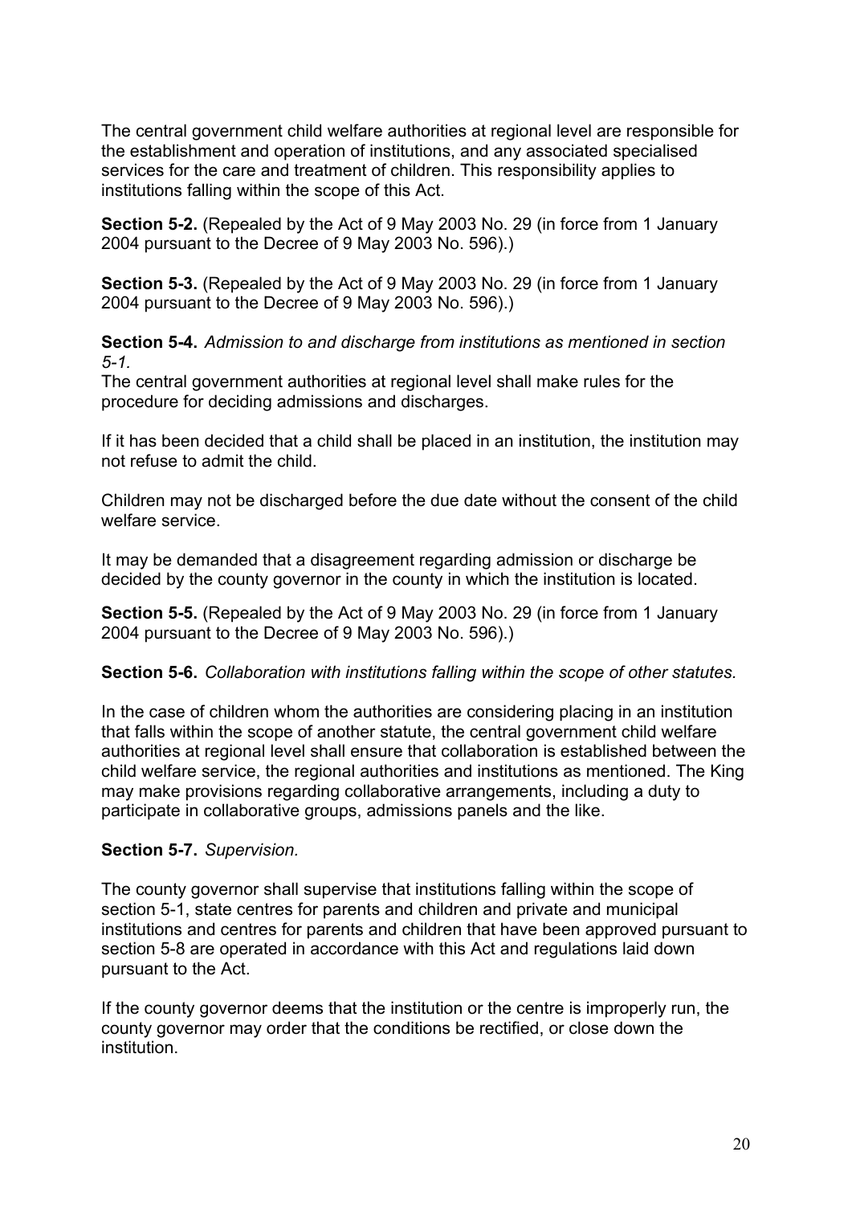The central government child welfare authorities at regional level are responsible for the establishment and operation of institutions, and any associated specialised services for the care and treatment of children. This responsibility applies to institutions falling within the scope of this Act.

**Section 5-2.** (Repealed by the Act of 9 May 2003 No. 29 (in force from 1 January 2004 pursuant to the Decree of 9 May 2003 No. 596).)

**Section 5-3.** (Repealed by the Act of 9 May 2003 No. 29 (in force from 1 January 2004 pursuant to the Decree of 9 May 2003 No. 596).)

**Section 5-4.** *Admission to and discharge from institutions as mentioned in section 5-1.*
The central government authorities at regional level shall make rules for the procedure for deciding admissions and discharges.

If it has been decided that a child shall be placed in an institution, the institution may not refuse to admit the child.

Children may not be discharged before the due date without the consent of the child welfare service.

It may be demanded that a disagreement regarding admission or discharge be decided by the county governor in the county in which the institution is located.

**Section 5-5.** (Repealed by the Act of 9 May 2003 No. 29 (in force from 1 January 2004 pursuant to the Decree of 9 May 2003 No. 596).)

**Section 5-6.** *Collaboration with institutions falling within the scope of other statutes.*

In the case of children whom the authorities are considering placing in an institution that falls within the scope of another statute, the central government child welfare authorities at regional level shall ensure that collaboration is established between the child welfare service, the regional authorities and institutions as mentioned. The King may make provisions regarding collaborative arrangements, including a duty to participate in collaborative groups, admissions panels and the like.

**Section 5-7.** *Supervision.*

The county governor shall supervise that institutions falling within the scope of section 5-1, state centres for parents and children and private and municipal institutions and centres for parents and children that have been approved pursuant to section 5-8 are operated in accordance with this Act and regulations laid down pursuant to the Act.

If the county governor deems that the institution or the centre is improperly run, the county governor may order that the conditions be rectified, or close down the institution.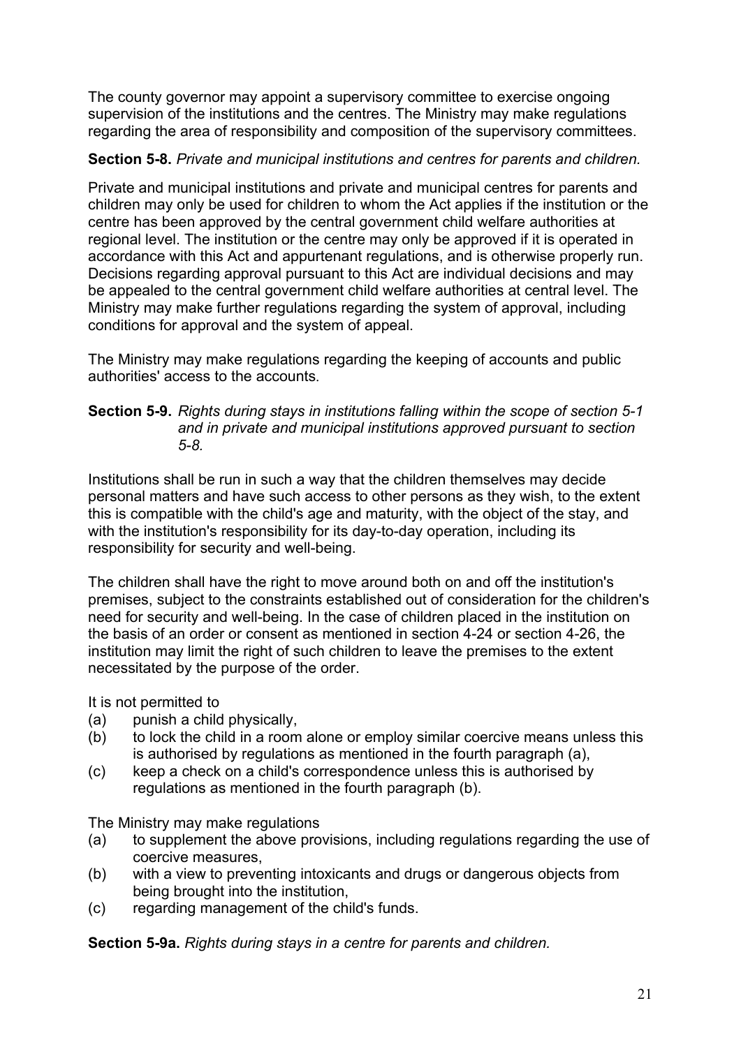The county governor may appoint a supervisory committee to exercise ongoing supervision of the institutions and the centres. The Ministry may make regulations regarding the area of responsibility and composition of the supervisory committees.

**Section 5-8.** *Private and municipal institutions and centres for parents and children.*

Private and municipal institutions and private and municipal centres for parents and children may only be used for children to whom the Act applies if the institution or the centre has been approved by the central government child welfare authorities at regional level. The institution or the centre may only be approved if it is operated in accordance with this Act and appurtenant regulations, and is otherwise properly run. Decisions regarding approval pursuant to this Act are individual decisions and may be appealed to the central government child welfare authorities at central level. The Ministry may make further regulations regarding the system of approval, including conditions for approval and the system of appeal.

The Ministry may make regulations regarding the keeping of accounts and public authorities' access to the accounts.

**Section 5-9.** *Rights during stays in institutions falling within the scope of section 5-1 and in private and municipal institutions approved pursuant to section 5-8.*

Institutions shall be run in such a way that the children themselves may decide personal matters and have such access to other persons as they wish, to the extent this is compatible with the child's age and maturity, with the object of the stay, and with the institution's responsibility for its day-to-day operation, including its responsibility for security and well-being.

The children shall have the right to move around both on and off the institution's premises, subject to the constraints established out of consideration for the children's need for security and well-being. In the case of children placed in the institution on the basis of an order or consent as mentioned in section 4-24 or section 4-26, the institution may limit the right of such children to leave the premises to the extent necessitated by the purpose of the order.

It is not permitted to

(a) punish a child physically,
(b) to lock the child in a room alone or employ similar coercive means unless this is authorised by regulations as mentioned in the fourth paragraph (a),
(c) keep a check on a child's correspondence unless this is authorised by regulations as mentioned in the fourth paragraph (b).

The Ministry may make regulations

(a) to supplement the above provisions, including regulations regarding the use of coercive measures,
(b) with a view to preventing intoxicants and drugs or dangerous objects from being brought into the institution,
(c) regarding management of the child's funds.

**Section 5-9a.** *Rights during stays in a centre for parents and children.*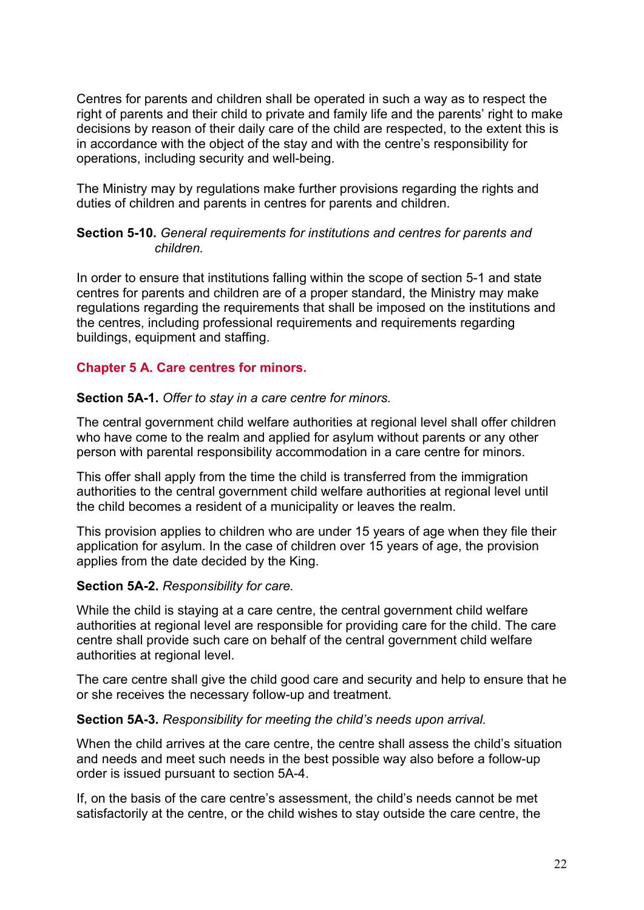Centres for parents and children shall be operated in such a way as to respect the right of parents and their child to private and family life and the parents' right to make decisions by reason of their daily care of the child are respected, to the extent this is in accordance with the object of the stay and with the centre's responsibility for operations, including security and well-being.

The Ministry may by regulations make further provisions regarding the rights and duties of children and parents in centres for parents and children.

**Section 5-10.** *General requirements for institutions and centres for parents and children.*

In order to ensure that institutions falling within the scope of section 5-1 and state centres for parents and children are of a proper standard, the Ministry may make regulations regarding the requirements that shall be imposed on the institutions and the centres, including professional requirements and requirements regarding buildings, equipment and staffing.

## Chapter 5 A. Care centres for minors.

**Section 5A-1.** *Offer to stay in a care centre for minors.*

The central government child welfare authorities at regional level shall offer children who have come to the realm and applied for asylum without parents or any other person with parental responsibility accommodation in a care centre for minors.

This offer shall apply from the time the child is transferred from the immigration authorities to the central government child welfare authorities at regional level until the child becomes a resident of a municipality or leaves the realm.

This provision applies to children who are under 15 years of age when they file their application for asylum. In the case of children over 15 years of age, the provision applies from the date decided by the King.

**Section 5A-2.** *Responsibility for care.*

While the child is staying at a care centre, the central government child welfare authorities at regional level are responsible for providing care for the child. The care centre shall provide such care on behalf of the central government child welfare authorities at regional level.

The care centre shall give the child good care and security and help to ensure that he or she receives the necessary follow-up and treatment.

**Section 5A-3.** *Responsibility for meeting the child's needs upon arrival.*

When the child arrives at the care centre, the centre shall assess the child's situation and needs and meet such needs in the best possible way also before a follow-up order is issued pursuant to section 5A-4.

If, on the basis of the care centre's assessment, the child's needs cannot be met satisfactorily at the centre, or the child wishes to stay outside the care centre, the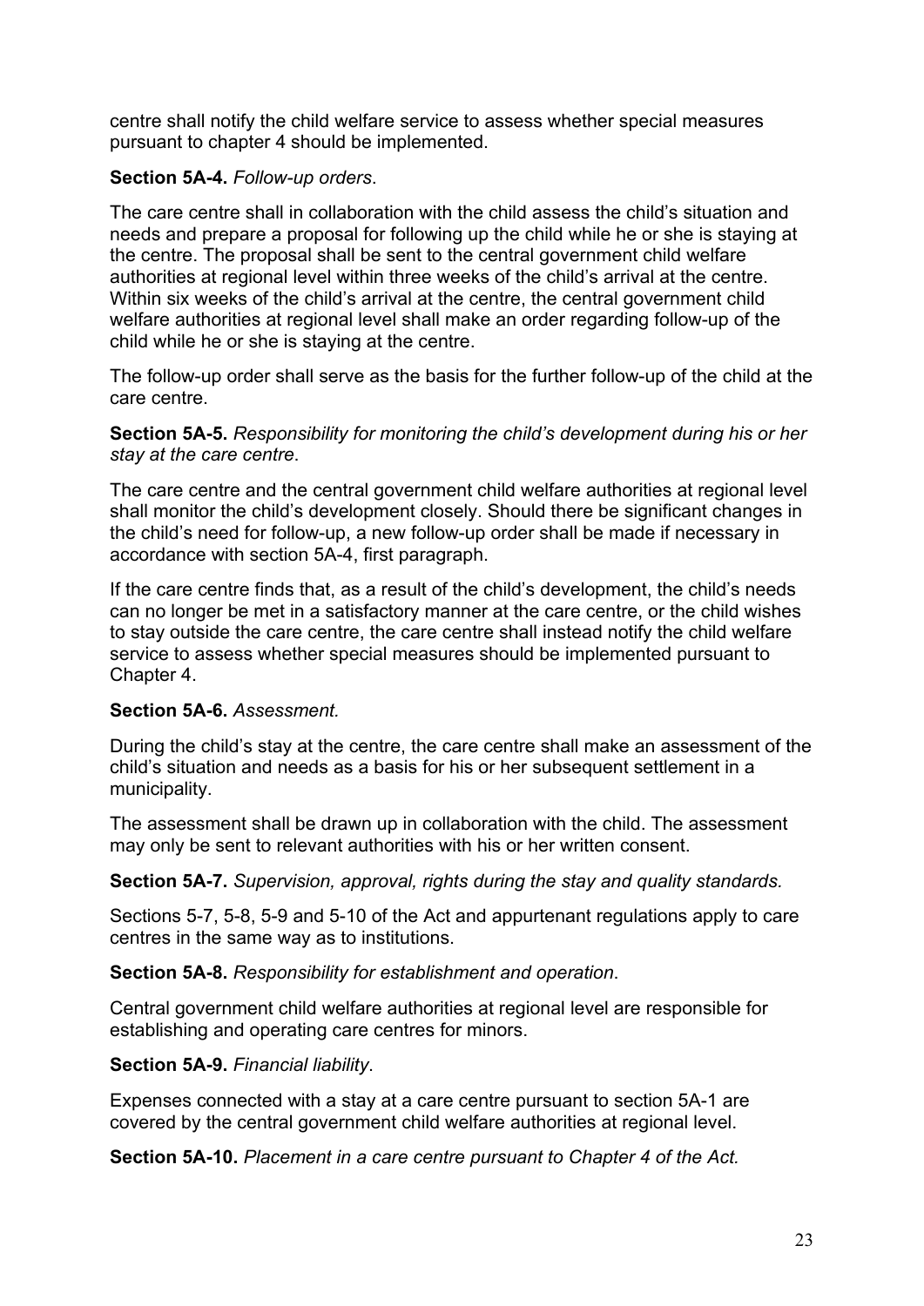centre shall notify the child welfare service to assess whether special measures pursuant to chapter 4 should be implemented.

**Section 5A-4.** *Follow-up orders*.

The care centre shall in collaboration with the child assess the child's situation and needs and prepare a proposal for following up the child while he or she is staying at the centre. The proposal shall be sent to the central government child welfare authorities at regional level within three weeks of the child's arrival at the centre. Within six weeks of the child's arrival at the centre, the central government child welfare authorities at regional level shall make an order regarding follow-up of the child while he or she is staying at the centre.

The follow-up order shall serve as the basis for the further follow-up of the child at the care centre.

**Section 5A-5.** *Responsibility for monitoring the child's development during his or her stay at the care centre*.

The care centre and the central government child welfare authorities at regional level shall monitor the child's development closely. Should there be significant changes in the child's need for follow-up, a new follow-up order shall be made if necessary in accordance with section 5A-4, first paragraph.

If the care centre finds that, as a result of the child's development, the child's needs can no longer be met in a satisfactory manner at the care centre, or the child wishes to stay outside the care centre, the care centre shall instead notify the child welfare service to assess whether special measures should be implemented pursuant to Chapter 4.

**Section 5A-6.** *Assessment.*

During the child's stay at the centre, the care centre shall make an assessment of the child's situation and needs as a basis for his or her subsequent settlement in a municipality.

The assessment shall be drawn up in collaboration with the child. The assessment may only be sent to relevant authorities with his or her written consent.

**Section 5A-7.** *Supervision, approval, rights during the stay and quality standards.*

Sections 5-7, 5-8, 5-9 and 5-10 of the Act and appurtenant regulations apply to care centres in the same way as to institutions.

**Section 5A-8.** *Responsibility for establishment and operation*.

Central government child welfare authorities at regional level are responsible for establishing and operating care centres for minors.

**Section 5A-9.** *Financial liability*.

Expenses connected with a stay at a care centre pursuant to section 5A-1 are covered by the central government child welfare authorities at regional level.

**Section 5A-10.** *Placement in a care centre pursuant to Chapter 4 of the Act.*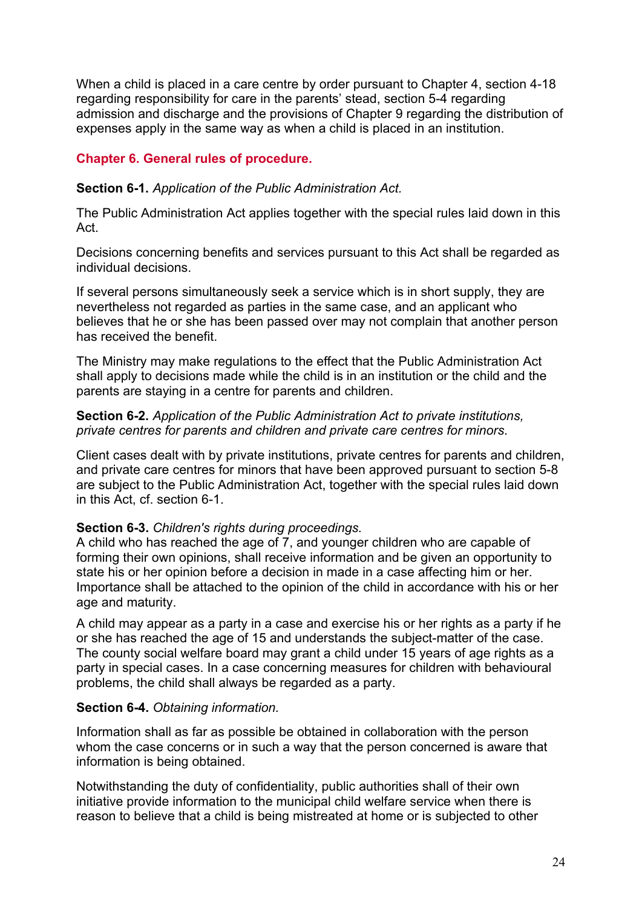When a child is placed in a care centre by order pursuant to Chapter 4, section 4-18 regarding responsibility for care in the parents' stead, section 5-4 regarding admission and discharge and the provisions of Chapter 9 regarding the distribution of expenses apply in the same way as when a child is placed in an institution.

## Chapter 6. General rules of procedure.

**Section 6-1.** *Application of the Public Administration Act.*

The Public Administration Act applies together with the special rules laid down in this Act.

Decisions concerning benefits and services pursuant to this Act shall be regarded as individual decisions.

If several persons simultaneously seek a service which is in short supply, they are nevertheless not regarded as parties in the same case, and an applicant who believes that he or she has been passed over may not complain that another person has received the benefit.

The Ministry may make regulations to the effect that the Public Administration Act shall apply to decisions made while the child is in an institution or the child and the parents are staying in a centre for parents and children.

**Section 6-2.** *Application of the Public Administration Act to private institutions, private centres for parents and children and private care centres for minors*.

Client cases dealt with by private institutions, private centres for parents and children, and private care centres for minors that have been approved pursuant to section 5-8 are subject to the Public Administration Act, together with the special rules laid down in this Act, cf. section 6-1.

**Section 6-3.** *Children's rights during proceedings.*
A child who has reached the age of 7, and younger children who are capable of forming their own opinions, shall receive information and be given an opportunity to state his or her opinion before a decision in made in a case affecting him or her. Importance shall be attached to the opinion of the child in accordance with his or her age and maturity.

A child may appear as a party in a case and exercise his or her rights as a party if he or she has reached the age of 15 and understands the subject-matter of the case. The county social welfare board may grant a child under 15 years of age rights as a party in special cases. In a case concerning measures for children with behavioural problems, the child shall always be regarded as a party.

**Section 6-4.** *Obtaining information.*

Information shall as far as possible be obtained in collaboration with the person whom the case concerns or in such a way that the person concerned is aware that information is being obtained.

Notwithstanding the duty of confidentiality, public authorities shall of their own initiative provide information to the municipal child welfare service when there is reason to believe that a child is being mistreated at home or is subjected to other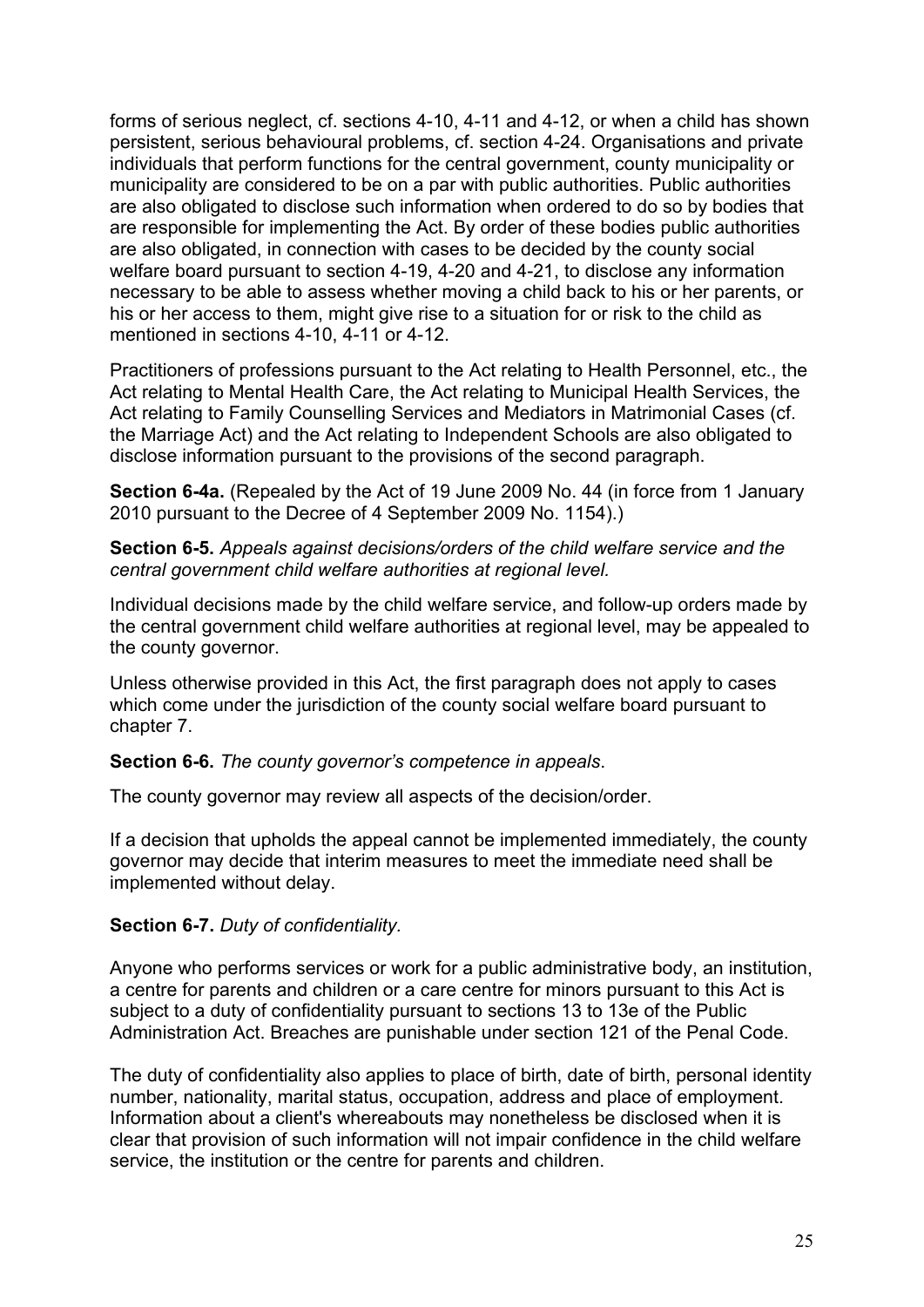forms of serious neglect, cf. sections 4-10, 4-11 and 4-12, or when a child has shown persistent, serious behavioural problems, cf. section 4-24. Organisations and private individuals that perform functions for the central government, county municipality or municipality are considered to be on a par with public authorities. Public authorities are also obligated to disclose such information when ordered to do so by bodies that are responsible for implementing the Act. By order of these bodies public authorities are also obligated, in connection with cases to be decided by the county social welfare board pursuant to section 4-19, 4-20 and 4-21, to disclose any information necessary to be able to assess whether moving a child back to his or her parents, or his or her access to them, might give rise to a situation for or risk to the child as mentioned in sections 4-10, 4-11 or 4-12.

Practitioners of professions pursuant to the Act relating to Health Personnel, etc., the Act relating to Mental Health Care, the Act relating to Municipal Health Services, the Act relating to Family Counselling Services and Mediators in Matrimonial Cases (cf. the Marriage Act) and the Act relating to Independent Schools are also obligated to disclose information pursuant to the provisions of the second paragraph.

**Section 6-4a.** (Repealed by the Act of 19 June 2009 No. 44 (in force from 1 January 2010 pursuant to the Decree of 4 September 2009 No. 1154).)

**Section 6-5.** *Appeals against decisions/orders of the child welfare service and the central government child welfare authorities at regional level.*

Individual decisions made by the child welfare service, and follow-up orders made by the central government child welfare authorities at regional level, may be appealed to the county governor.

Unless otherwise provided in this Act, the first paragraph does not apply to cases which come under the jurisdiction of the county social welfare board pursuant to chapter 7.

**Section 6-6.** *The county governor's competence in appeals*.

The county governor may review all aspects of the decision/order.

If a decision that upholds the appeal cannot be implemented immediately, the county governor may decide that interim measures to meet the immediate need shall be implemented without delay.

**Section 6-7.** *Duty of confidentiality.*

Anyone who performs services or work for a public administrative body, an institution, a centre for parents and children or a care centre for minors pursuant to this Act is subject to a duty of confidentiality pursuant to sections 13 to 13e of the Public Administration Act. Breaches are punishable under section 121 of the Penal Code.

The duty of confidentiality also applies to place of birth, date of birth, personal identity number, nationality, marital status, occupation, address and place of employment. Information about a client's whereabouts may nonetheless be disclosed when it is clear that provision of such information will not impair confidence in the child welfare service, the institution or the centre for parents and children.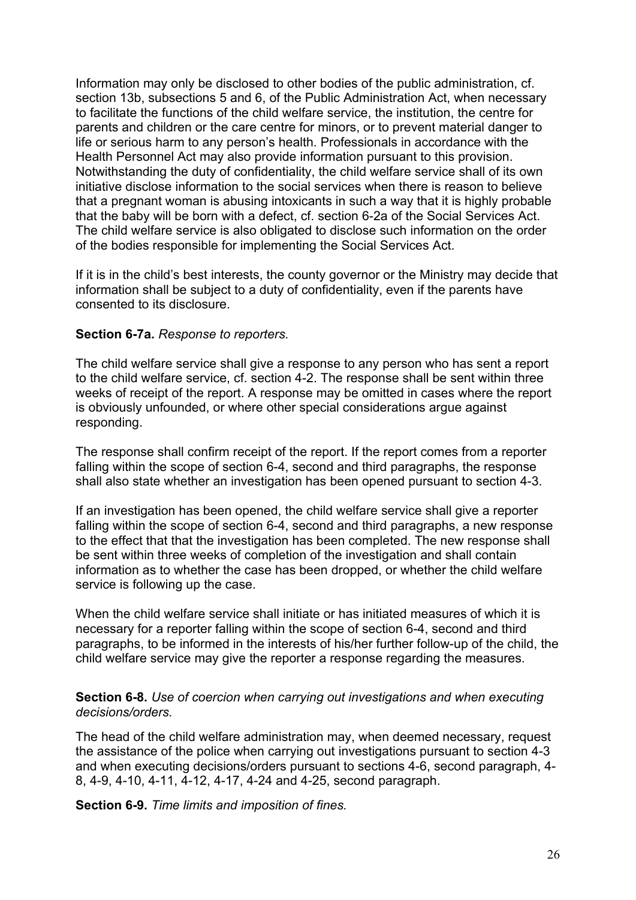Information may only be disclosed to other bodies of the public administration, cf. section 13b, subsections 5 and 6, of the Public Administration Act, when necessary to facilitate the functions of the child welfare service, the institution, the centre for parents and children or the care centre for minors, or to prevent material danger to life or serious harm to any person's health. Professionals in accordance with the Health Personnel Act may also provide information pursuant to this provision. Notwithstanding the duty of confidentiality, the child welfare service shall of its own initiative disclose information to the social services when there is reason to believe that a pregnant woman is abusing intoxicants in such a way that it is highly probable that the baby will be born with a defect, cf. section 6-2a of the Social Services Act. The child welfare service is also obligated to disclose such information on the order of the bodies responsible for implementing the Social Services Act.

If it is in the child's best interests, the county governor or the Ministry may decide that information shall be subject to a duty of confidentiality, even if the parents have consented to its disclosure.

**Section 6-7a.** *Response to reporters.*

The child welfare service shall give a response to any person who has sent a report to the child welfare service, cf. section 4-2. The response shall be sent within three weeks of receipt of the report. A response may be omitted in cases where the report is obviously unfounded, or where other special considerations argue against responding.

The response shall confirm receipt of the report. If the report comes from a reporter falling within the scope of section 6-4, second and third paragraphs, the response shall also state whether an investigation has been opened pursuant to section 4-3.

If an investigation has been opened, the child welfare service shall give a reporter falling within the scope of section 6-4, second and third paragraphs, a new response to the effect that that the investigation has been completed. The new response shall be sent within three weeks of completion of the investigation and shall contain information as to whether the case has been dropped, or whether the child welfare service is following up the case.

When the child welfare service shall initiate or has initiated measures of which it is necessary for a reporter falling within the scope of section 6-4, second and third paragraphs, to be informed in the interests of his/her further follow-up of the child, the child welfare service may give the reporter a response regarding the measures.

**Section 6-8.** *Use of coercion when carrying out investigations and when executing decisions/orders.*

The head of the child welfare administration may, when deemed necessary, request the assistance of the police when carrying out investigations pursuant to section 4-3 and when executing decisions/orders pursuant to sections 4-6, second paragraph, 4-8, 4-9, 4-10, 4-11, 4-12, 4-17, 4-24 and 4-25, second paragraph.

**Section 6-9.** *Time limits and imposition of fines.*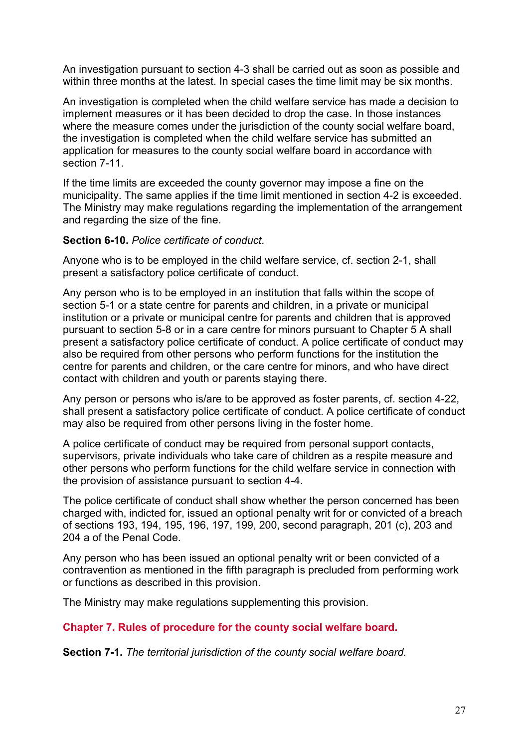An investigation pursuant to section 4-3 shall be carried out as soon as possible and within three months at the latest. In special cases the time limit may be six months.

An investigation is completed when the child welfare service has made a decision to implement measures or it has been decided to drop the case. In those instances where the measure comes under the jurisdiction of the county social welfare board, the investigation is completed when the child welfare service has submitted an application for measures to the county social welfare board in accordance with section 7-11.

If the time limits are exceeded the county governor may impose a fine on the municipality. The same applies if the time limit mentioned in section 4-2 is exceeded. The Ministry may make regulations regarding the implementation of the arrangement and regarding the size of the fine.

**Section 6-10.** *Police certificate of conduct*.

Anyone who is to be employed in the child welfare service, cf. section 2-1, shall present a satisfactory police certificate of conduct.

Any person who is to be employed in an institution that falls within the scope of section 5-1 or a state centre for parents and children, in a private or municipal institution or a private or municipal centre for parents and children that is approved pursuant to section 5-8 or in a care centre for minors pursuant to Chapter 5 A shall present a satisfactory police certificate of conduct. A police certificate of conduct may also be required from other persons who perform functions for the institution the centre for parents and children, or the care centre for minors, and who have direct contact with children and youth or parents staying there.

Any person or persons who is/are to be approved as foster parents, cf. section 4-22, shall present a satisfactory police certificate of conduct. A police certificate of conduct may also be required from other persons living in the foster home.

A police certificate of conduct may be required from personal support contacts, supervisors, private individuals who take care of children as a respite measure and other persons who perform functions for the child welfare service in connection with the provision of assistance pursuant to section 4-4.

The police certificate of conduct shall show whether the person concerned has been charged with, indicted for, issued an optional penalty writ for or convicted of a breach of sections 193, 194, 195, 196, 197, 199, 200, second paragraph, 201 (c), 203 and 204 a of the Penal Code.

Any person who has been issued an optional penalty writ or been convicted of a contravention as mentioned in the fifth paragraph is precluded from performing work or functions as described in this provision.

The Ministry may make regulations supplementing this provision.

## Chapter 7. Rules of procedure for the county social welfare board.

**Section 7-1.** *The territorial jurisdiction of the county social welfare board.*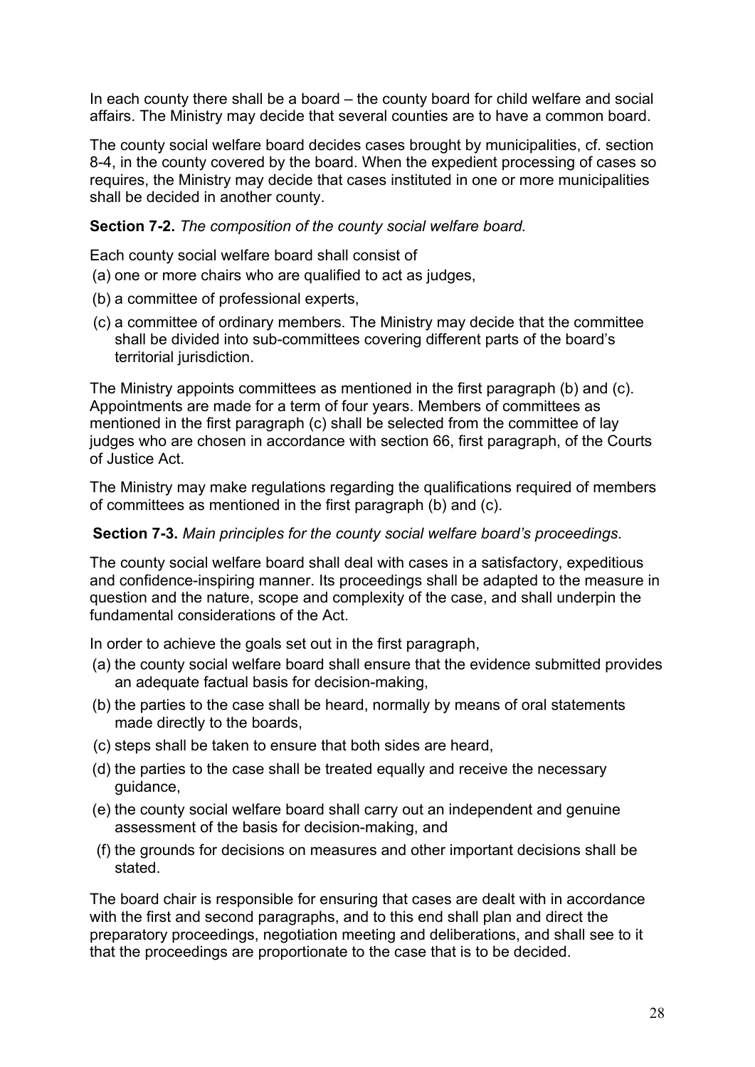In each county there shall be a board – the county board for child welfare and social affairs. The Ministry may decide that several counties are to have a common board.

The county social welfare board decides cases brought by municipalities, cf. section 8-4, in the county covered by the board. When the expedient processing of cases so requires, the Ministry may decide that cases instituted in one or more municipalities shall be decided in another county.

**Section 7-2.** *The composition of the county social welfare board.*

Each county social welfare board shall consist of

(a) one or more chairs who are qualified to act as judges,

(b) a committee of professional experts,

(c) a committee of ordinary members. The Ministry may decide that the committee shall be divided into sub-committees covering different parts of the board's territorial jurisdiction.

The Ministry appoints committees as mentioned in the first paragraph (b) and (c). Appointments are made for a term of four years. Members of committees as mentioned in the first paragraph (c) shall be selected from the committee of lay judges who are chosen in accordance with section 66, first paragraph, of the Courts of Justice Act.

The Ministry may make regulations regarding the qualifications required of members of committees as mentioned in the first paragraph (b) and (c).

**Section 7-3.** *Main principles for the county social welfare board's proceedings.*

The county social welfare board shall deal with cases in a satisfactory, expeditious and confidence-inspiring manner. Its proceedings shall be adapted to the measure in question and the nature, scope and complexity of the case, and shall underpin the fundamental considerations of the Act.

In order to achieve the goals set out in the first paragraph,

(a) the county social welfare board shall ensure that the evidence submitted provides an adequate factual basis for decision-making,

(b) the parties to the case shall be heard, normally by means of oral statements made directly to the boards,

(c) steps shall be taken to ensure that both sides are heard,

(d) the parties to the case shall be treated equally and receive the necessary guidance,

(e) the county social welfare board shall carry out an independent and genuine assessment of the basis for decision-making, and

(f) the grounds for decisions on measures and other important decisions shall be stated.

The board chair is responsible for ensuring that cases are dealt with in accordance with the first and second paragraphs, and to this end shall plan and direct the preparatory proceedings, negotiation meeting and deliberations, and shall see to it that the proceedings are proportionate to the case that is to be decided.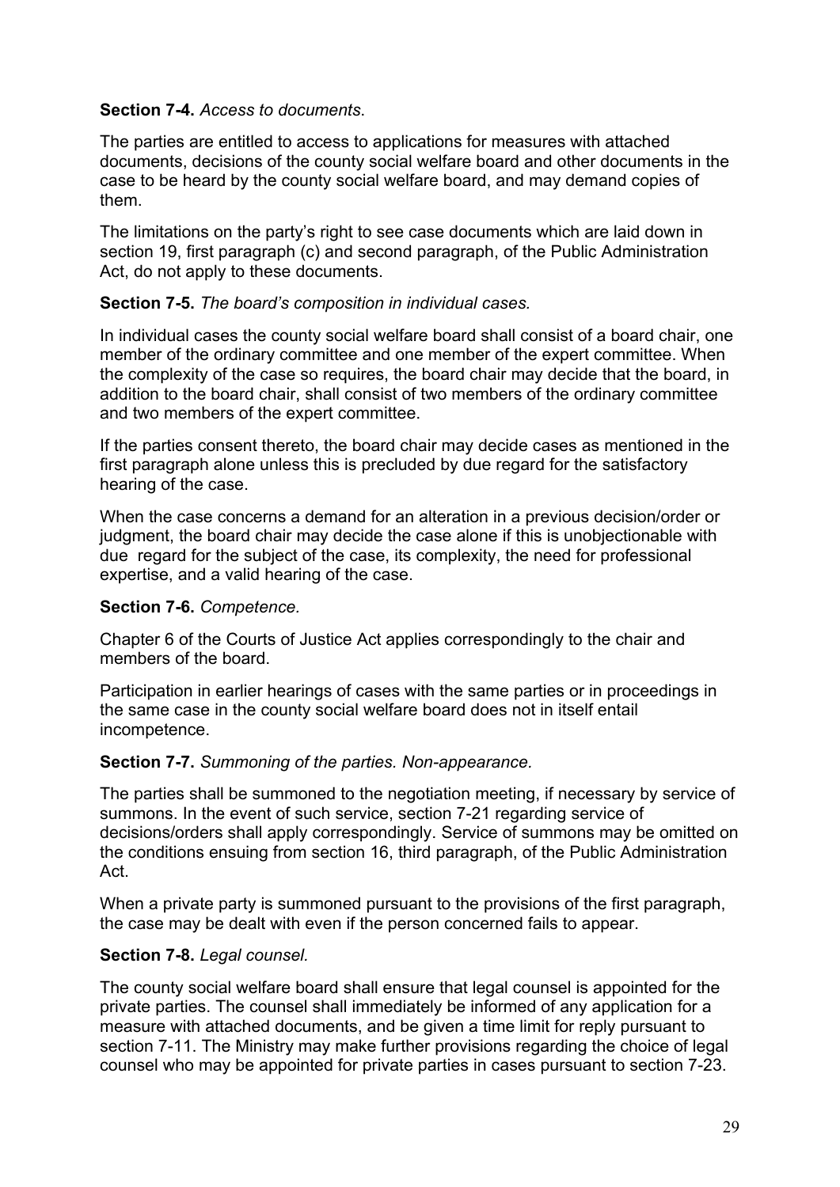**Section 7-4.** *Access to documents.*

The parties are entitled to access to applications for measures with attached documents, decisions of the county social welfare board and other documents in the case to be heard by the county social welfare board, and may demand copies of them.

The limitations on the party's right to see case documents which are laid down in section 19, first paragraph (c) and second paragraph, of the Public Administration Act, do not apply to these documents.

**Section 7-5.** *The board's composition in individual cases.*

In individual cases the county social welfare board shall consist of a board chair, one member of the ordinary committee and one member of the expert committee. When the complexity of the case so requires, the board chair may decide that the board, in addition to the board chair, shall consist of two members of the ordinary committee and two members of the expert committee.

If the parties consent thereto, the board chair may decide cases as mentioned in the first paragraph alone unless this is precluded by due regard for the satisfactory hearing of the case.

When the case concerns a demand for an alteration in a previous decision/order or judgment, the board chair may decide the case alone if this is unobjectionable with due regard for the subject of the case, its complexity, the need for professional expertise, and a valid hearing of the case.

**Section 7-6.** *Competence.*

Chapter 6 of the Courts of Justice Act applies correspondingly to the chair and members of the board.

Participation in earlier hearings of cases with the same parties or in proceedings in the same case in the county social welfare board does not in itself entail incompetence.

**Section 7-7.** *Summoning of the parties. Non-appearance.*

The parties shall be summoned to the negotiation meeting, if necessary by service of summons. In the event of such service, section 7-21 regarding service of decisions/orders shall apply correspondingly. Service of summons may be omitted on the conditions ensuing from section 16, third paragraph, of the Public Administration Act.

When a private party is summoned pursuant to the provisions of the first paragraph, the case may be dealt with even if the person concerned fails to appear.

**Section 7-8.** *Legal counsel.*

The county social welfare board shall ensure that legal counsel is appointed for the private parties. The counsel shall immediately be informed of any application for a measure with attached documents, and be given a time limit for reply pursuant to section 7-11. The Ministry may make further provisions regarding the choice of legal counsel who may be appointed for private parties in cases pursuant to section 7-23.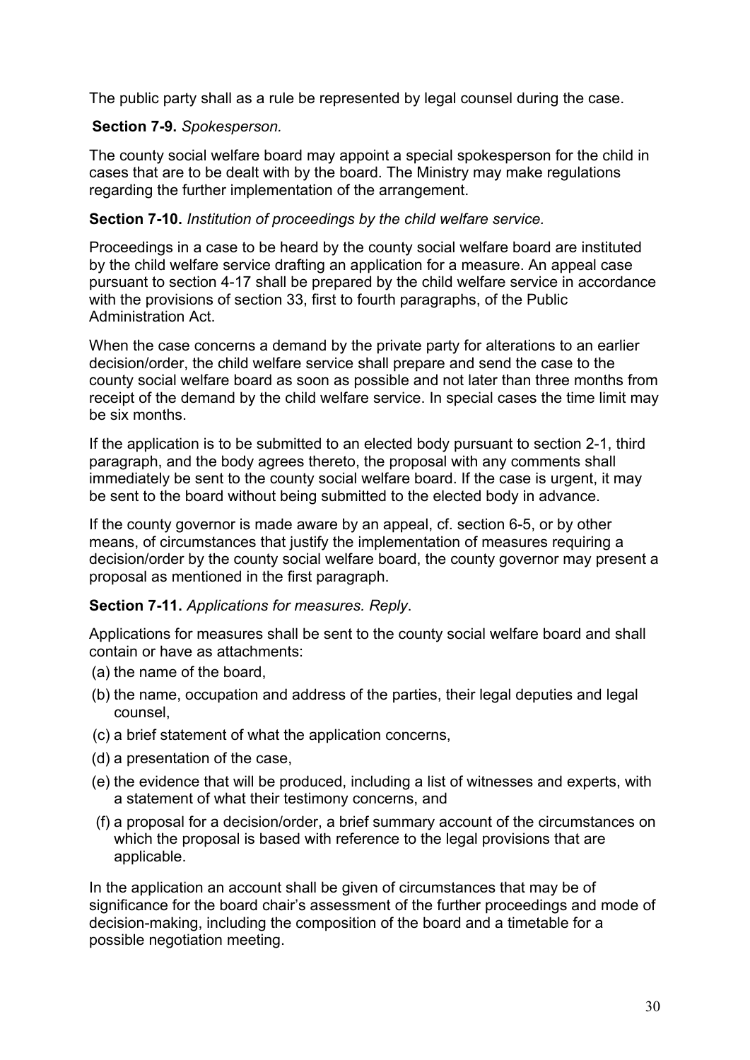The public party shall as a rule be represented by legal counsel during the case.

**Section 7-9.** *Spokesperson.*

The county social welfare board may appoint a special spokesperson for the child in cases that are to be dealt with by the board. The Ministry may make regulations regarding the further implementation of the arrangement.

**Section 7-10.** *Institution of proceedings by the child welfare service.*

Proceedings in a case to be heard by the county social welfare board are instituted by the child welfare service drafting an application for a measure. An appeal case pursuant to section 4-17 shall be prepared by the child welfare service in accordance with the provisions of section 33, first to fourth paragraphs, of the Public Administration Act.

When the case concerns a demand by the private party for alterations to an earlier decision/order, the child welfare service shall prepare and send the case to the county social welfare board as soon as possible and not later than three months from receipt of the demand by the child welfare service. In special cases the time limit may be six months.

If the application is to be submitted to an elected body pursuant to section 2-1, third paragraph, and the body agrees thereto, the proposal with any comments shall immediately be sent to the county social welfare board. If the case is urgent, it may be sent to the board without being submitted to the elected body in advance.

If the county governor is made aware by an appeal, cf. section 6-5, or by other means, of circumstances that justify the implementation of measures requiring a decision/order by the county social welfare board, the county governor may present a proposal as mentioned in the first paragraph.

**Section 7-11.** *Applications for measures. Reply*.

Applications for measures shall be sent to the county social welfare board and shall contain or have as attachments:

(a) the name of the board,
(b) the name, occupation and address of the parties, their legal deputies and legal counsel,
(c) a brief statement of what the application concerns,
(d) a presentation of the case,
(e) the evidence that will be produced, including a list of witnesses and experts, with a statement of what their testimony concerns, and
(f) a proposal for a decision/order, a brief summary account of the circumstances on which the proposal is based with reference to the legal provisions that are applicable.

In the application an account shall be given of circumstances that may be of significance for the board chair's assessment of the further proceedings and mode of decision-making, including the composition of the board and a timetable for a possible negotiation meeting.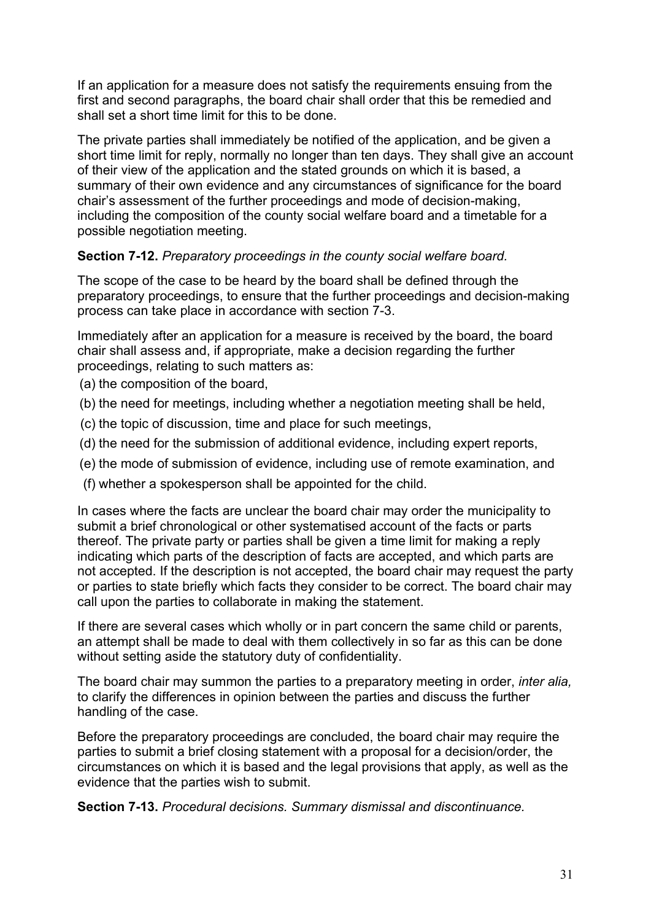If an application for a measure does not satisfy the requirements ensuing from the first and second paragraphs, the board chair shall order that this be remedied and shall set a short time limit for this to be done.

The private parties shall immediately be notified of the application, and be given a short time limit for reply, normally no longer than ten days. They shall give an account of their view of the application and the stated grounds on which it is based, a summary of their own evidence and any circumstances of significance for the board chair's assessment of the further proceedings and mode of decision-making, including the composition of the county social welfare board and a timetable for a possible negotiation meeting.

**Section 7-12.** *Preparatory proceedings in the county social welfare board.*

The scope of the case to be heard by the board shall be defined through the preparatory proceedings, to ensure that the further proceedings and decision-making process can take place in accordance with section 7-3.

Immediately after an application for a measure is received by the board, the board chair shall assess and, if appropriate, make a decision regarding the further proceedings, relating to such matters as:

(a) the composition of the board,

(b) the need for meetings, including whether a negotiation meeting shall be held,

(c) the topic of discussion, time and place for such meetings,

(d) the need for the submission of additional evidence, including expert reports,

(e) the mode of submission of evidence, including use of remote examination, and

(f) whether a spokesperson shall be appointed for the child.

In cases where the facts are unclear the board chair may order the municipality to submit a brief chronological or other systematised account of the facts or parts thereof. The private party or parties shall be given a time limit for making a reply indicating which parts of the description of facts are accepted, and which parts are not accepted. If the description is not accepted, the board chair may request the party or parties to state briefly which facts they consider to be correct. The board chair may call upon the parties to collaborate in making the statement.

If there are several cases which wholly or in part concern the same child or parents, an attempt shall be made to deal with them collectively in so far as this can be done without setting aside the statutory duty of confidentiality.

The board chair may summon the parties to a preparatory meeting in order, *inter alia,* to clarify the differences in opinion between the parties and discuss the further handling of the case.

Before the preparatory proceedings are concluded, the board chair may require the parties to submit a brief closing statement with a proposal for a decision/order, the circumstances on which it is based and the legal provisions that apply, as well as the evidence that the parties wish to submit.

**Section 7-13.** *Procedural decisions. Summary dismissal and discontinuance.*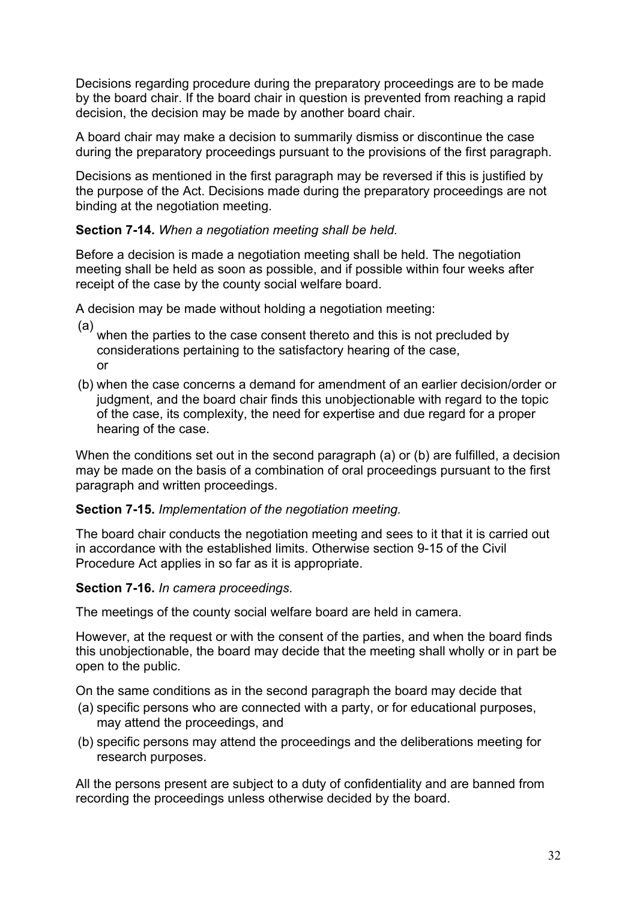Decisions regarding procedure during the preparatory proceedings are to be made by the board chair. If the board chair in question is prevented from reaching a rapid decision, the decision may be made by another board chair.

A board chair may make a decision to summarily dismiss or discontinue the case during the preparatory proceedings pursuant to the provisions of the first paragraph.

Decisions as mentioned in the first paragraph may be reversed if this is justified by the purpose of the Act. Decisions made during the preparatory proceedings are not binding at the negotiation meeting.

**Section 7-14.** *When a negotiation meeting shall be held.*

Before a decision is made a negotiation meeting shall be held. The negotiation meeting shall be held as soon as possible, and if possible within four weeks after receipt of the case by the county social welfare board.

A decision may be made without holding a negotiation meeting:

(a) when the parties to the case consent thereto and this is not precluded by considerations pertaining to the satisfactory hearing of the case, or

(b) when the case concerns a demand for amendment of an earlier decision/order or judgment, and the board chair finds this unobjectionable with regard to the topic of the case, its complexity, the need for expertise and due regard for a proper hearing of the case.

When the conditions set out in the second paragraph (a) or (b) are fulfilled, a decision may be made on the basis of a combination of oral proceedings pursuant to the first paragraph and written proceedings.

**Section 7-15.** *Implementation of the negotiation meeting.*

The board chair conducts the negotiation meeting and sees to it that it is carried out in accordance with the established limits. Otherwise section 9-15 of the Civil Procedure Act applies in so far as it is appropriate.

**Section 7-16.** *In camera proceedings.*

The meetings of the county social welfare board are held in camera.

However, at the request or with the consent of the parties, and when the board finds this unobjectionable, the board may decide that the meeting shall wholly or in part be open to the public.

On the same conditions as in the second paragraph the board may decide that

(a) specific persons who are connected with a party, or for educational purposes, may attend the proceedings, and

(b) specific persons may attend the proceedings and the deliberations meeting for research purposes.

All the persons present are subject to a duty of confidentiality and are banned from recording the proceedings unless otherwise decided by the board.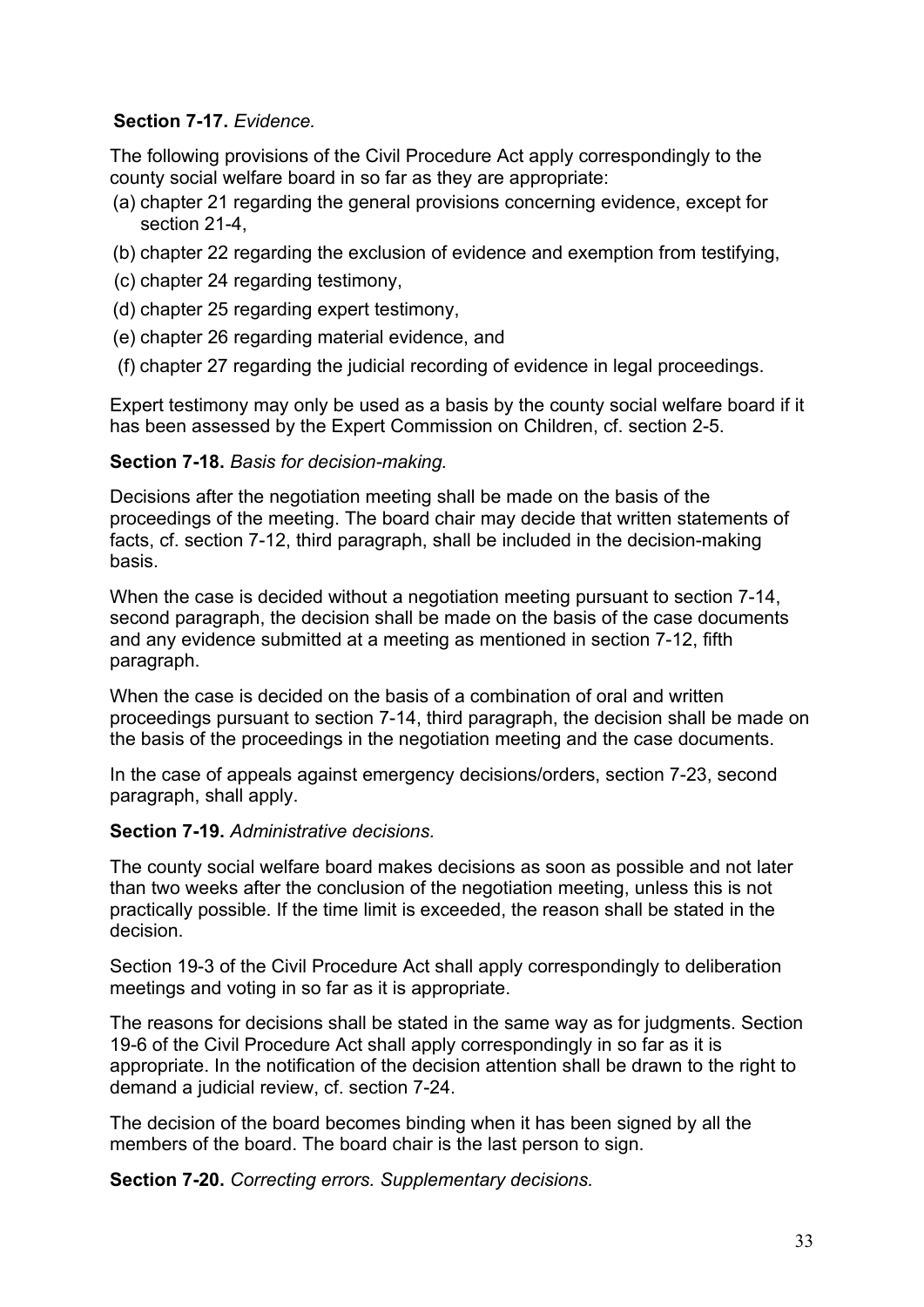**Section 7-17.** *Evidence.*

The following provisions of the Civil Procedure Act apply correspondingly to the county social welfare board in so far as they are appropriate:

(a) chapter 21 regarding the general provisions concerning evidence, except for section 21-4,

(b) chapter 22 regarding the exclusion of evidence and exemption from testifying,

(c) chapter 24 regarding testimony,

(d) chapter 25 regarding expert testimony,

(e) chapter 26 regarding material evidence, and

(f) chapter 27 regarding the judicial recording of evidence in legal proceedings.

Expert testimony may only be used as a basis by the county social welfare board if it has been assessed by the Expert Commission on Children, cf. section 2-5.

**Section 7-18.** *Basis for decision-making.*

Decisions after the negotiation meeting shall be made on the basis of the proceedings of the meeting. The board chair may decide that written statements of facts, cf. section 7-12, third paragraph, shall be included in the decision-making basis.

When the case is decided without a negotiation meeting pursuant to section 7-14, second paragraph, the decision shall be made on the basis of the case documents and any evidence submitted at a meeting as mentioned in section 7-12, fifth paragraph.

When the case is decided on the basis of a combination of oral and written proceedings pursuant to section 7-14, third paragraph, the decision shall be made on the basis of the proceedings in the negotiation meeting and the case documents.

In the case of appeals against emergency decisions/orders, section 7-23, second paragraph, shall apply.

**Section 7-19.** *Administrative decisions.*

The county social welfare board makes decisions as soon as possible and not later than two weeks after the conclusion of the negotiation meeting, unless this is not practically possible. If the time limit is exceeded, the reason shall be stated in the decision.

Section 19-3 of the Civil Procedure Act shall apply correspondingly to deliberation meetings and voting in so far as it is appropriate.

The reasons for decisions shall be stated in the same way as for judgments. Section 19-6 of the Civil Procedure Act shall apply correspondingly in so far as it is appropriate. In the notification of the decision attention shall be drawn to the right to demand a judicial review, cf. section 7-24.

The decision of the board becomes binding when it has been signed by all the members of the board. The board chair is the last person to sign.

**Section 7-20.** *Correcting errors. Supplementary decisions.*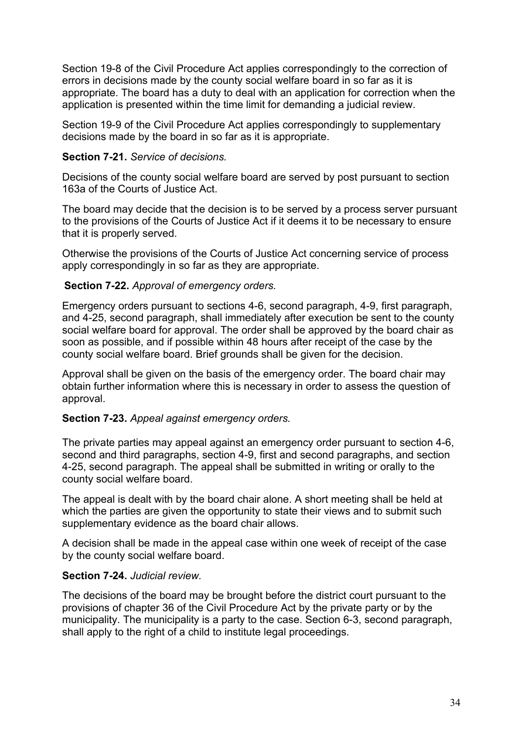Section 19-8 of the Civil Procedure Act applies correspondingly to the correction of errors in decisions made by the county social welfare board in so far as it is appropriate. The board has a duty to deal with an application for correction when the application is presented within the time limit for demanding a judicial review.

Section 19-9 of the Civil Procedure Act applies correspondingly to supplementary decisions made by the board in so far as it is appropriate.

**Section 7-21.** *Service of decisions.*

Decisions of the county social welfare board are served by post pursuant to section 163a of the Courts of Justice Act.

The board may decide that the decision is to be served by a process server pursuant to the provisions of the Courts of Justice Act if it deems it to be necessary to ensure that it is properly served.

Otherwise the provisions of the Courts of Justice Act concerning service of process apply correspondingly in so far as they are appropriate.

**Section 7-22.** *Approval of emergency orders.*

Emergency orders pursuant to sections 4-6, second paragraph, 4-9, first paragraph, and 4-25, second paragraph, shall immediately after execution be sent to the county social welfare board for approval. The order shall be approved by the board chair as soon as possible, and if possible within 48 hours after receipt of the case by the county social welfare board. Brief grounds shall be given for the decision.

Approval shall be given on the basis of the emergency order. The board chair may obtain further information where this is necessary in order to assess the question of approval.

**Section 7-23.** *Appeal against emergency orders.*

The private parties may appeal against an emergency order pursuant to section 4-6, second and third paragraphs, section 4-9, first and second paragraphs, and section 4-25, second paragraph. The appeal shall be submitted in writing or orally to the county social welfare board.

The appeal is dealt with by the board chair alone. A short meeting shall be held at which the parties are given the opportunity to state their views and to submit such supplementary evidence as the board chair allows.

A decision shall be made in the appeal case within one week of receipt of the case by the county social welfare board.

**Section 7-24.** *Judicial review.*

The decisions of the board may be brought before the district court pursuant to the provisions of chapter 36 of the Civil Procedure Act by the private party or by the municipality. The municipality is a party to the case. Section 6-3, second paragraph, shall apply to the right of a child to institute legal proceedings.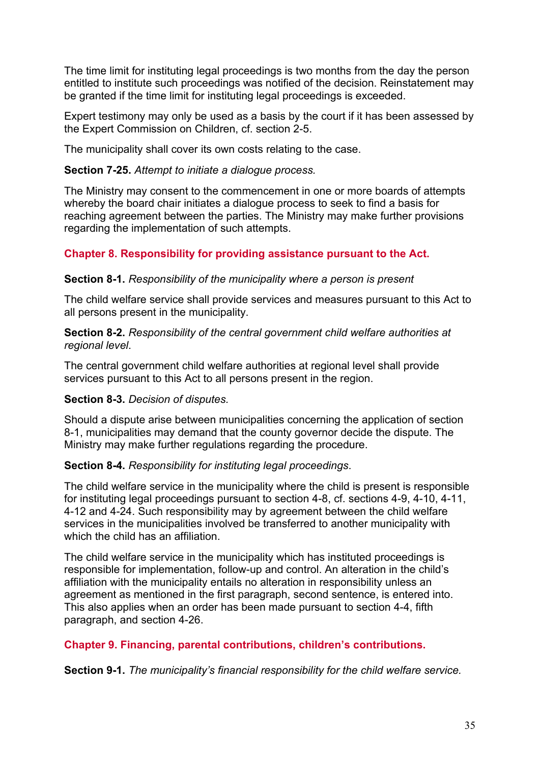The time limit for instituting legal proceedings is two months from the day the person entitled to institute such proceedings was notified of the decision. Reinstatement may be granted if the time limit for instituting legal proceedings is exceeded.

Expert testimony may only be used as a basis by the court if it has been assessed by the Expert Commission on Children, cf. section 2-5.

The municipality shall cover its own costs relating to the case.

**Section 7-25.** *Attempt to initiate a dialogue process.*

The Ministry may consent to the commencement in one or more boards of attempts whereby the board chair initiates a dialogue process to seek to find a basis for reaching agreement between the parties. The Ministry may make further provisions regarding the implementation of such attempts.

## Chapter 8. Responsibility for providing assistance pursuant to the Act.

**Section 8-1.** *Responsibility of the municipality where a person is present*

The child welfare service shall provide services and measures pursuant to this Act to all persons present in the municipality.

**Section 8-2.** *Responsibility of the central government child welfare authorities at regional level.*

The central government child welfare authorities at regional level shall provide services pursuant to this Act to all persons present in the region.

**Section 8-3.** *Decision of disputes.*

Should a dispute arise between municipalities concerning the application of section 8-1, municipalities may demand that the county governor decide the dispute. The Ministry may make further regulations regarding the procedure.

**Section 8-4.** *Responsibility for instituting legal proceedings.*

The child welfare service in the municipality where the child is present is responsible for instituting legal proceedings pursuant to section 4-8, cf. sections 4-9, 4-10, 4-11, 4-12 and 4-24. Such responsibility may by agreement between the child welfare services in the municipalities involved be transferred to another municipality with which the child has an affiliation.

The child welfare service in the municipality which has instituted proceedings is responsible for implementation, follow-up and control. An alteration in the child's affiliation with the municipality entails no alteration in responsibility unless an agreement as mentioned in the first paragraph, second sentence, is entered into. This also applies when an order has been made pursuant to section 4-4, fifth paragraph, and section 4-26.

## Chapter 9. Financing, parental contributions, children's contributions.

**Section 9-1.** *The municipality's financial responsibility for the child welfare service.*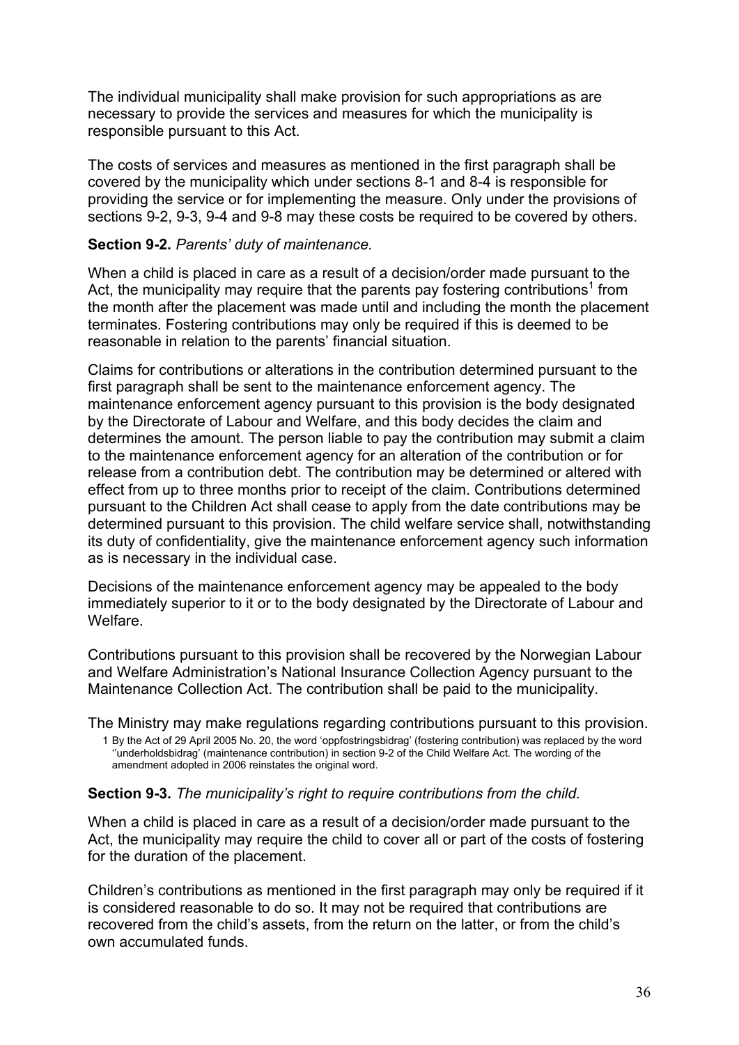The individual municipality shall make provision for such appropriations as are necessary to provide the services and measures for which the municipality is responsible pursuant to this Act.

The costs of services and measures as mentioned in the first paragraph shall be covered by the municipality which under sections 8-1 and 8-4 is responsible for providing the service or for implementing the measure. Only under the provisions of sections 9-2, 9-3, 9-4 and 9-8 may these costs be required to be covered by others.

**Section 9-2.** *Parents' duty of maintenance.*

When a child is placed in care as a result of a decision/order made pursuant to the Act, the municipality may require that the parents pay fostering contributions[1] from the month after the placement was made until and including the month the placement terminates. Fostering contributions may only be required if this is deemed to be reasonable in relation to the parents' financial situation.

Claims for contributions or alterations in the contribution determined pursuant to the first paragraph shall be sent to the maintenance enforcement agency. The maintenance enforcement agency pursuant to this provision is the body designated by the Directorate of Labour and Welfare, and this body decides the claim and determines the amount. The person liable to pay the contribution may submit a claim to the maintenance enforcement agency for an alteration of the contribution or for release from a contribution debt. The contribution may be determined or altered with effect from up to three months prior to receipt of the claim. Contributions determined pursuant to the Children Act shall cease to apply from the date contributions may be determined pursuant to this provision. The child welfare service shall, notwithstanding its duty of confidentiality, give the maintenance enforcement agency such information as is necessary in the individual case.

Decisions of the maintenance enforcement agency may be appealed to the body immediately superior to it or to the body designated by the Directorate of Labour and Welfare.

Contributions pursuant to this provision shall be recovered by the Norwegian Labour and Welfare Administration's National Insurance Collection Agency pursuant to the Maintenance Collection Act. The contribution shall be paid to the municipality.

The Ministry may make regulations regarding contributions pursuant to this provision.

1 By the Act of 29 April 2005 No. 20, the word 'oppfostringsbidrag' (fostering contribution) was replaced by the word ''underholdsbidrag' (maintenance contribution) in section 9-2 of the Child Welfare Act. The wording of the amendment adopted in 2006 reinstates the original word.

**Section 9-3.** *The municipality's right to require contributions from the child.*

When a child is placed in care as a result of a decision/order made pursuant to the Act, the municipality may require the child to cover all or part of the costs of fostering for the duration of the placement.

Children's contributions as mentioned in the first paragraph may only be required if it is considered reasonable to do so. It may not be required that contributions are recovered from the child's assets, from the return on the latter, or from the child's own accumulated funds.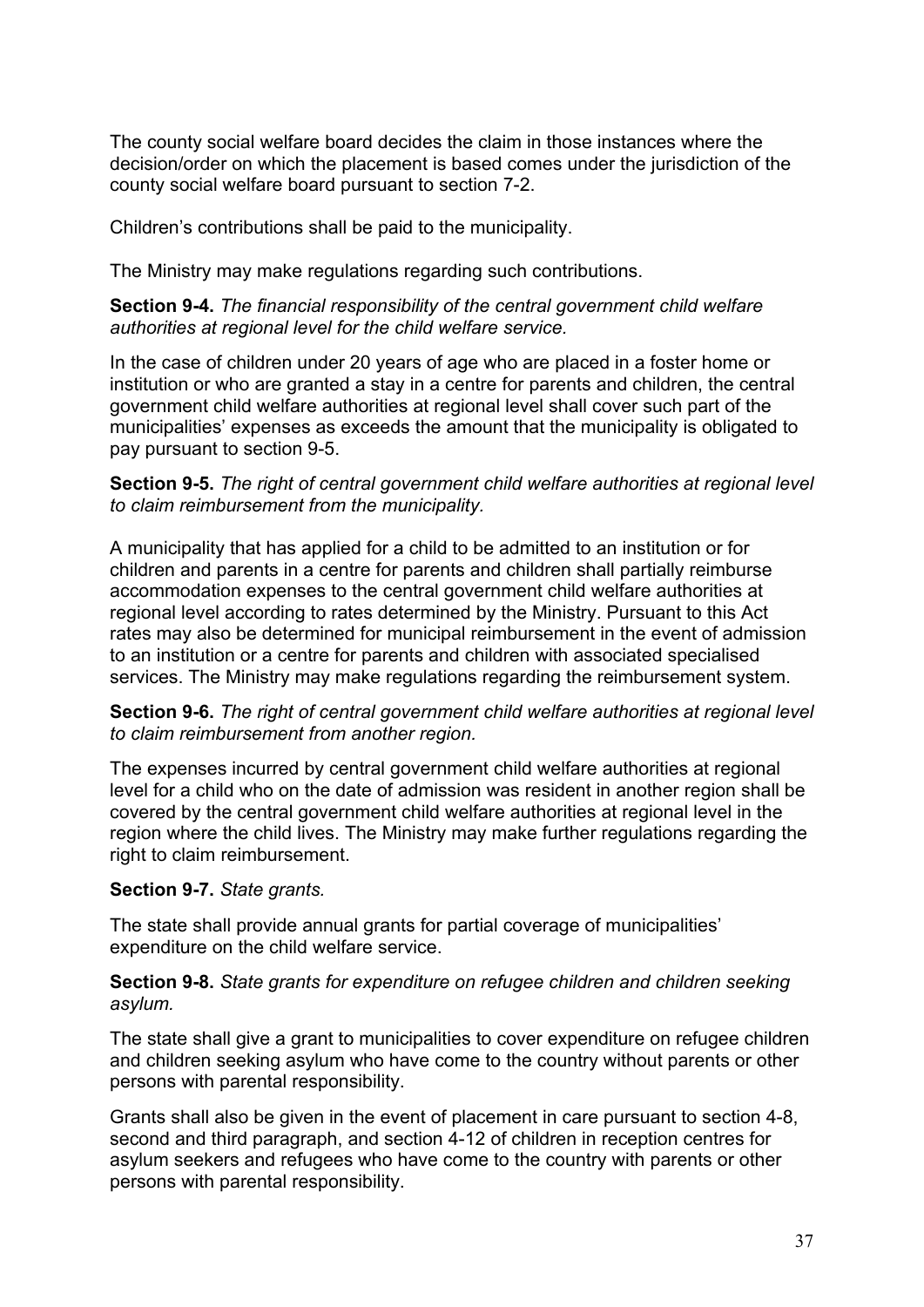The county social welfare board decides the claim in those instances where the decision/order on which the placement is based comes under the jurisdiction of the county social welfare board pursuant to section 7-2.

Children's contributions shall be paid to the municipality.

The Ministry may make regulations regarding such contributions.

**Section 9-4.** *The financial responsibility of the central government child welfare authorities at regional level for the child welfare service.*

In the case of children under 20 years of age who are placed in a foster home or institution or who are granted a stay in a centre for parents and children, the central government child welfare authorities at regional level shall cover such part of the municipalities' expenses as exceeds the amount that the municipality is obligated to pay pursuant to section 9-5.

**Section 9-5.** *The right of central government child welfare authorities at regional level to claim reimbursement from the municipality.*

A municipality that has applied for a child to be admitted to an institution or for children and parents in a centre for parents and children shall partially reimburse accommodation expenses to the central government child welfare authorities at regional level according to rates determined by the Ministry. Pursuant to this Act rates may also be determined for municipal reimbursement in the event of admission to an institution or a centre for parents and children with associated specialised services. The Ministry may make regulations regarding the reimbursement system.

**Section 9-6.** *The right of central government child welfare authorities at regional level to claim reimbursement from another region.*

The expenses incurred by central government child welfare authorities at regional level for a child who on the date of admission was resident in another region shall be covered by the central government child welfare authorities at regional level in the region where the child lives. The Ministry may make further regulations regarding the right to claim reimbursement.

**Section 9-7.** *State grants.*

The state shall provide annual grants for partial coverage of municipalities' expenditure on the child welfare service.

**Section 9-8.** *State grants for expenditure on refugee children and children seeking asylum.*

The state shall give a grant to municipalities to cover expenditure on refugee children and children seeking asylum who have come to the country without parents or other persons with parental responsibility.

Grants shall also be given in the event of placement in care pursuant to section 4-8, second and third paragraph, and section 4-12 of children in reception centres for asylum seekers and refugees who have come to the country with parents or other persons with parental responsibility.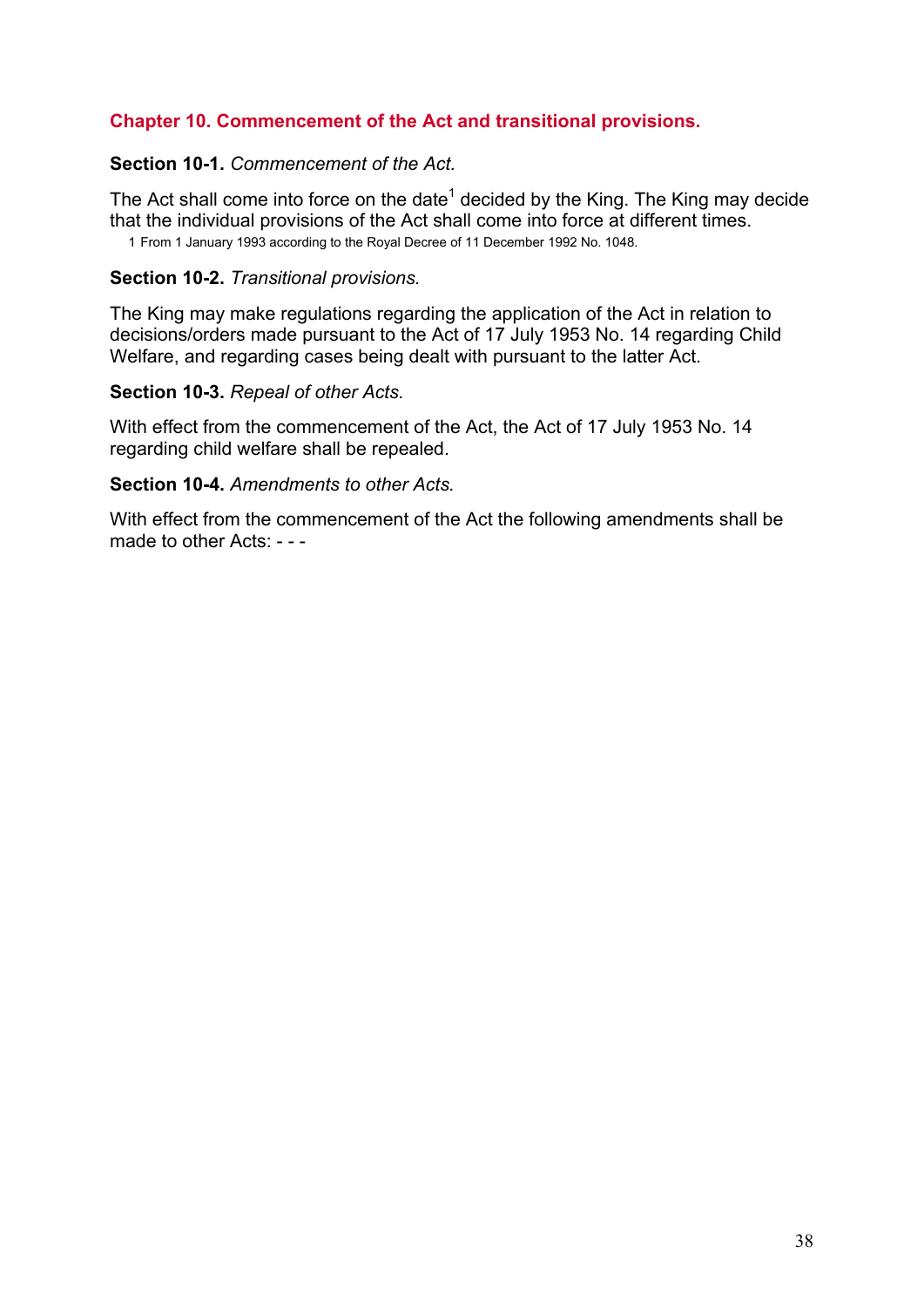## Chapter 10. Commencement of the Act and transitional provisions.

**Section 10-1.** *Commencement of the Act.*

The Act shall come into force on the date[1] decided by the King. The King may decide that the individual provisions of the Act shall come into force at different times.

1 From 1 January 1993 according to the Royal Decree of 11 December 1992 No. 1048.

**Section 10-2.** *Transitional provisions.*

The King may make regulations regarding the application of the Act in relation to decisions/orders made pursuant to the Act of 17 July 1953 No. 14 regarding Child Welfare, and regarding cases being dealt with pursuant to the latter Act.

**Section 10-3.** *Repeal of other Acts.*

With effect from the commencement of the Act, the Act of 17 July 1953 No. 14 regarding child welfare shall be repealed.

**Section 10-4.** *Amendments to other Acts.*

With effect from the commencement of the Act the following amendments shall be made to other Acts: - - -